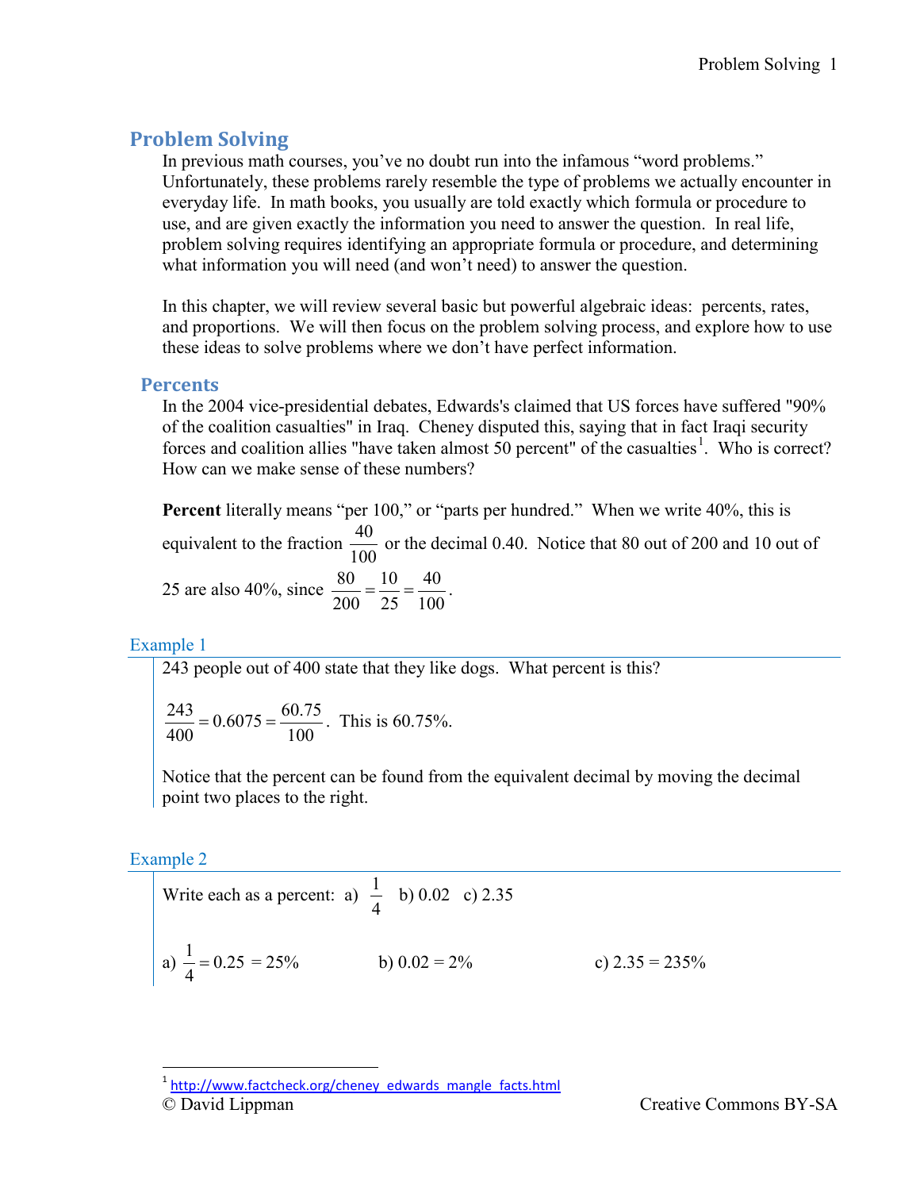# Problem Solving

In previous math courses, you've no doubt run into the infamous "word problems." Unfortunately, these problems rarely resemble the type of problems we actually encounter in everyday life. In math books, you usually are told exactly which formula or procedure to use, and are given exactly the information you need to answer the question. In real life, problem solving requires identifying an appropriate formula or procedure, and determining what information you will need (and won't need) to answer the question.

In this chapter, we will review several basic but powerful algebraic ideas: percents, rates, and proportions. We will then focus on the problem solving process, and explore how to use these ideas to solve problems where we don't have perfect information.

## Percents

In the 2004 vice-presidential debates, Edwards's claimed that US forces have suffered "90% of the coalition casualties" in Iraq. Cheney disputed this, saying that in fact Iraqi security forces and coalition allies "have taken almost 50 percent" of the casualties[1]. Who is correct? How can we make sense of these numbers?

**Percent** literally means "per 100," or "parts per hundred." When we write 40%, this is equivalent to the fraction $\frac{40}{100}$ or the decimal 0.40. Notice that 80 out of 200 and 10 out of 25 are also 40%, since $\frac{80}{200} = \frac{10}{25} = \frac{40}{100}$.

### Example 1

243 people out of 400 state that they like dogs. What percent is this?

$\frac{243}{400} = 0.6075 = \frac{60.75}{100}$. This is 60.75%.

Notice that the percent can be found from the equivalent decimal by moving the decimal point two places to the right.

### Example 2

Write each as a percent: a) $\frac{1}{4}$ b) 0.02 c) 2.35

a) $\frac{1}{4} = 0.25 = 25\%$ b) $0.02 = 2\%$ c) $2.35 = 235\%$

[1] http://www.factcheck.org/cheney_edwards_mangle_facts.html

© David Lippman Creative Commons BY-SA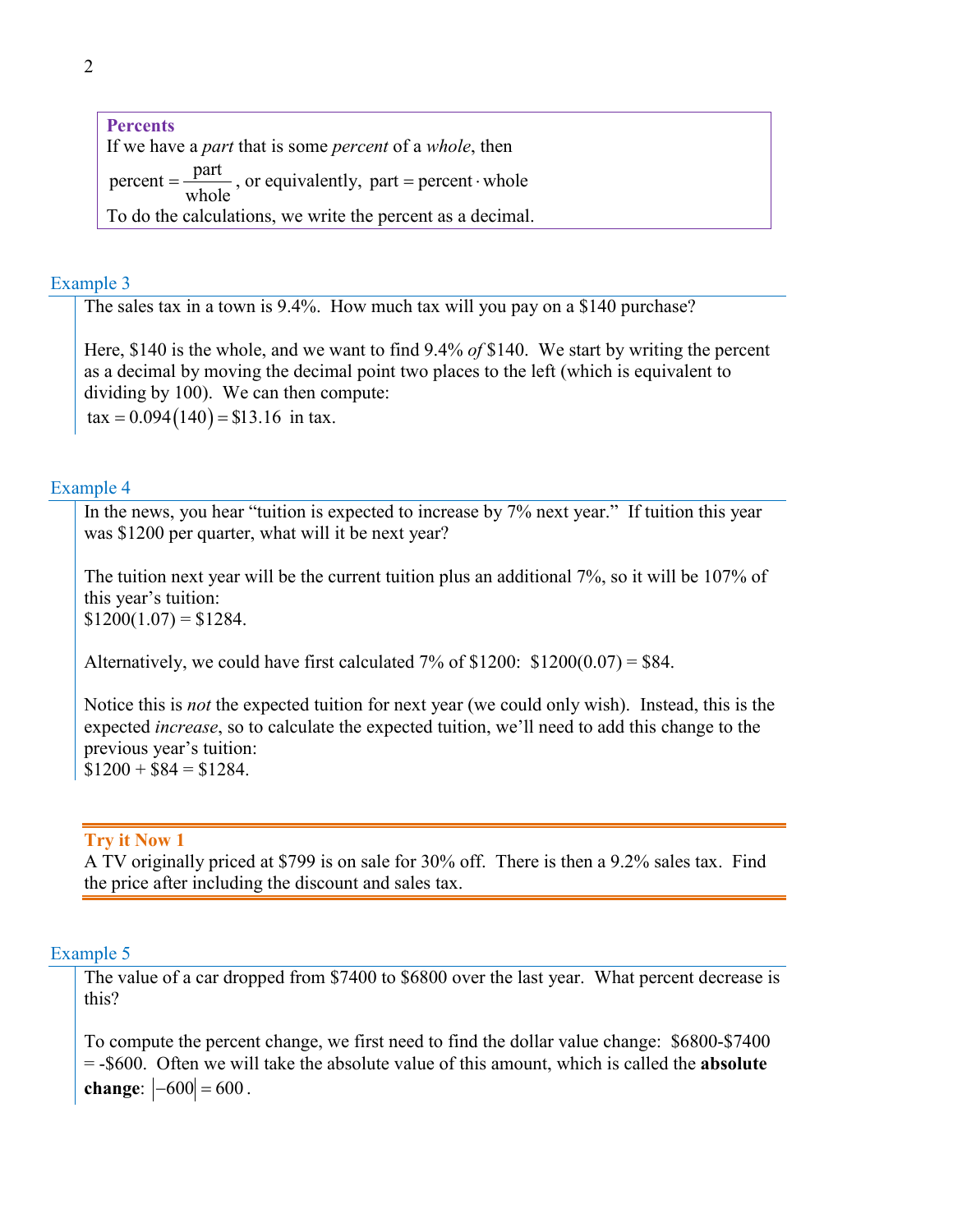**Percents**

If we have a *part* that is some *percent* of a *whole*, then

$\text{percent} = \dfrac{\text{part}}{\text{whole}}$, or equivalently, $\text{part} = \text{percent} \cdot \text{whole}$

To do the calculations, we write the percent as a decimal.

### Example 3

The sales tax in a town is 9.4%. How much tax will you pay on a $140 purchase?

Here, $140 is the whole, and we want to find 9.4% *of* $140. We start by writing the percent as a decimal by moving the decimal point two places to the left (which is equivalent to dividing by 100). We can then compute:

$\text{tax} = 0.094(140) = \$13.16$ in tax.

### Example 4

In the news, you hear "tuition is expected to increase by 7% next year." If tuition this year was $1200 per quarter, what will it be next year?

The tuition next year will be the current tuition plus an additional 7%, so it will be 107% of this year's tuition:

$1200(1.07) = $1284.

Alternatively, we could have first calculated 7% of $1200: $1200(0.07) = $84.

Notice this is *not* the expected tuition for next year (we could only wish). Instead, this is the expected *increase*, so to calculate the expected tuition, we'll need to add this change to the previous year's tuition:

$1200 + $84 = $1284.

**Try it Now 1**

A TV originally priced at $799 is on sale for 30% off. There is then a 9.2% sales tax. Find the price after including the discount and sales tax.

### Example 5

The value of a car dropped from $7400 to $6800 over the last year. What percent decrease is this?

To compute the percent change, we first need to find the dollar value change: $6800-$7400 = -$600. Often we will take the absolute value of this amount, which is called the **absolute change**: $|-600| = 600$.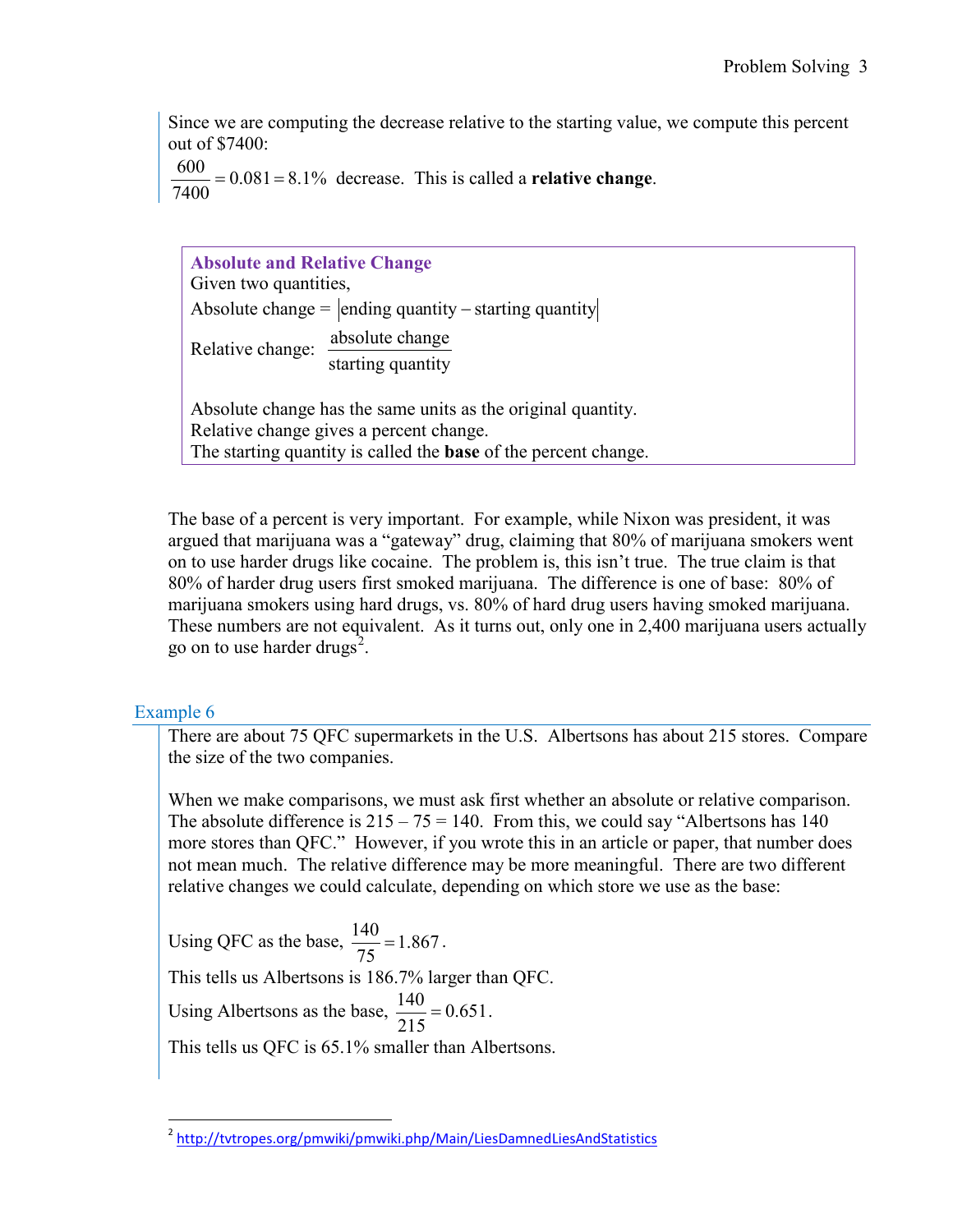Since we are computing the decrease relative to the starting value, we compute this percent out of \$7400:

$\frac{600}{7400} = 0.081 = 8.1\%$ decrease. This is called a **relative change**.

> **Absolute and Relative Change**
>
> Given two quantities,
>
> Absolute change = $|\text{ending quantity} - \text{starting quantity}|$
>
> Relative change: $\dfrac{\text{absolute change}}{\text{starting quantity}}$
>
> Absolute change has the same units as the original quantity.
> Relative change gives a percent change.
> The starting quantity is called the **base** of the percent change.

The base of a percent is very important. For example, while Nixon was president, it was argued that marijuana was a "gateway" drug, claiming that 80% of marijuana smokers went on to use harder drugs like cocaine. The problem is, this isn't true. The true claim is that 80% of harder drug users first smoked marijuana. The difference is one of base: 80% of marijuana smokers using hard drugs, vs. 80% of hard drug users having smoked marijuana. These numbers are not equivalent. As it turns out, only one in 2,400 marijuana users actually go on to use harder drugs[2].

### Example 6

There are about 75 QFC supermarkets in the U.S. Albertsons has about 215 stores. Compare the size of the two companies.

When we make comparisons, we must ask first whether an absolute or relative comparison. The absolute difference is 215 – 75 = 140. From this, we could say "Albertsons has 140 more stores than QFC." However, if you wrote this in an article or paper, that number does not mean much. The relative difference may be more meaningful. There are two different relative changes we could calculate, depending on which store we use as the base:

Using QFC as the base, $\frac{140}{75} = 1.867$.

This tells us Albertsons is 186.7% larger than QFC.

Using Albertsons as the base, $\frac{140}{215} = 0.651$.

This tells us QFC is 65.1% smaller than Albertsons.

---

[2] http://tvtropes.org/pmwiki/pmwiki.php/Main/LiesDamnedLiesAndStatistics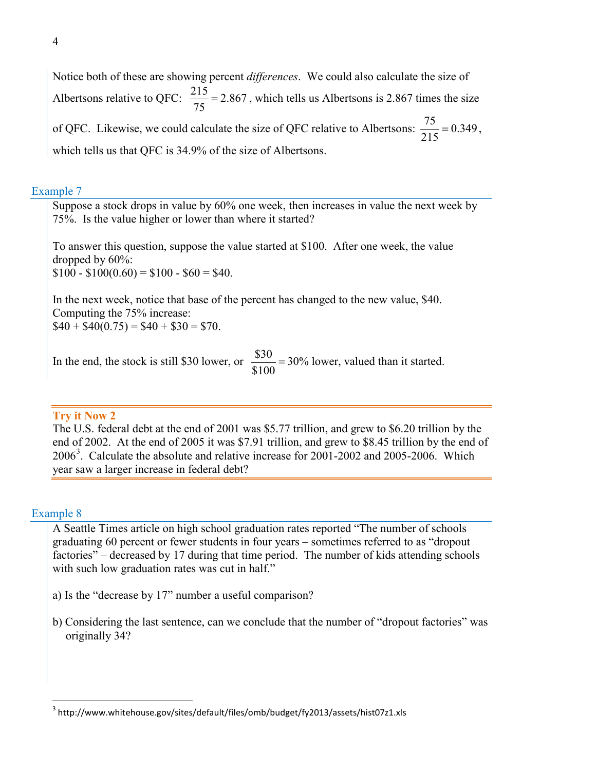Notice both of these are showing percent *differences*. We could also calculate the size of Albertsons relative to QFC: $\frac{215}{75} = 2.867$, which tells us Albertsons is 2.867 times the size of QFC. Likewise, we could calculate the size of QFC relative to Albertsons: $\frac{75}{215} = 0.349$, which tells us that QFC is 34.9% of the size of Albertsons.

### Example 7

Suppose a stock drops in value by 60% one week, then increases in value the next week by 75%. Is the value higher or lower than where it started?

To answer this question, suppose the value started at \$100. After one week, the value dropped by 60%:
\$100 - \$100(0.60) = \$100 - \$60 = \$40.

In the next week, notice that base of the percent has changed to the new value, \$40. Computing the 75% increase:
\$40 + \$40(0.75) = \$40 + \$30 = \$70.

In the end, the stock is still \$30 lower, or $\frac{\$30}{\$100} = 30\%$ lower, valued than it started.

**Try it Now 2**

The U.S. federal debt at the end of 2001 was \$5.77 trillion, and grew to \$6.20 trillion by the end of 2002. At the end of 2005 it was \$7.91 trillion, and grew to \$8.45 trillion by the end of 2006[3]. Calculate the absolute and relative increase for 2001-2002 and 2005-2006. Which year saw a larger increase in federal debt?

### Example 8

A Seattle Times article on high school graduation rates reported "The number of schools graduating 60 percent or fewer students in four years – sometimes referred to as "dropout factories" – decreased by 17 during that time period. The number of kids attending schools with such low graduation rates was cut in half."

a) Is the "decrease by 17" number a useful comparison?

b) Considering the last sentence, can we conclude that the number of "dropout factories" was originally 34?

---

[3] http://www.whitehouse.gov/sites/default/files/omb/budget/fy2013/assets/hist07z1.xls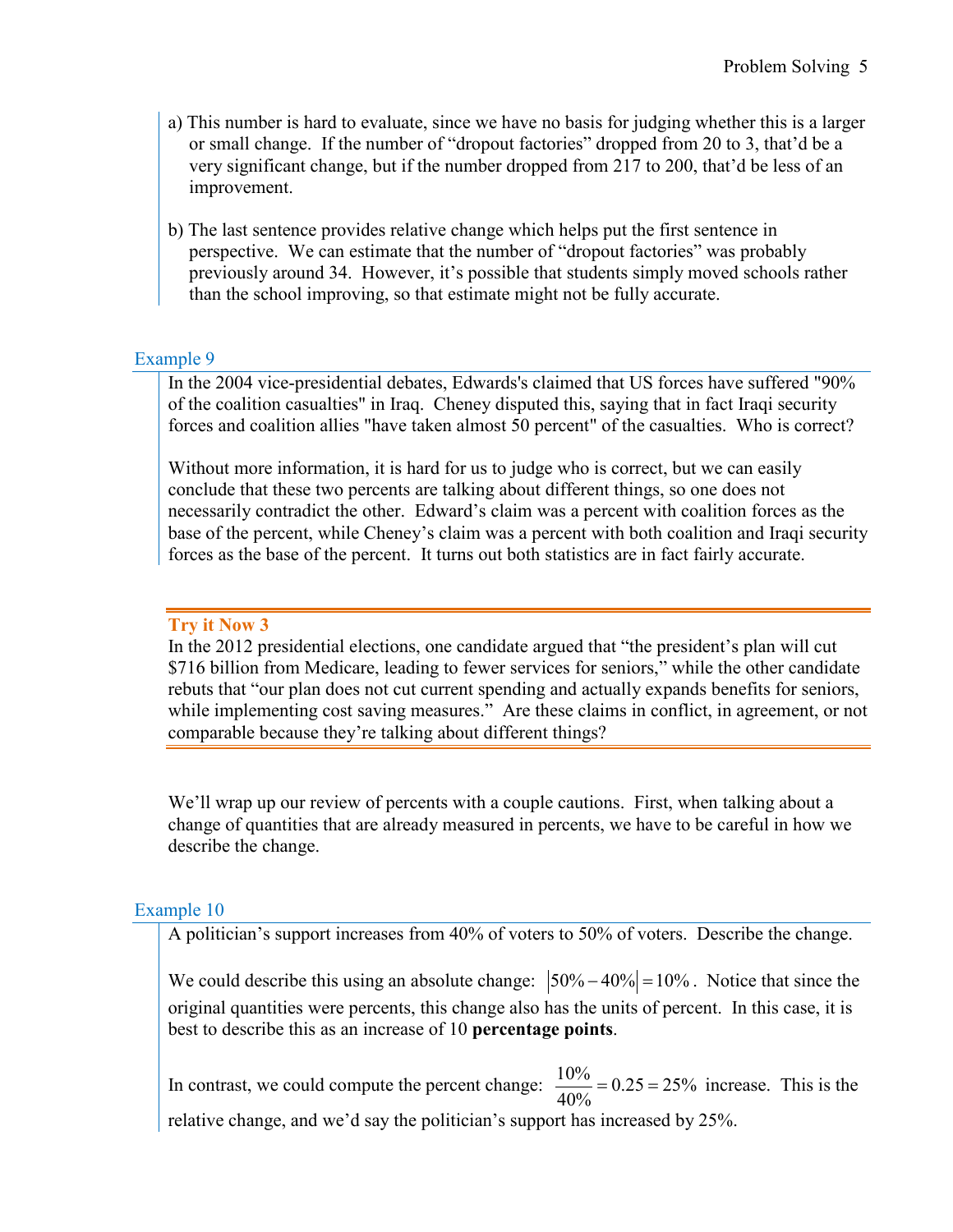a) This number is hard to evaluate, since we have no basis for judging whether this is a larger or small change. If the number of "dropout factories" dropped from 20 to 3, that'd be a very significant change, but if the number dropped from 217 to 200, that'd be less of an improvement.

b) The last sentence provides relative change which helps put the first sentence in perspective. We can estimate that the number of "dropout factories" was probably previously around 34. However, it's possible that students simply moved schools rather than the school improving, so that estimate might not be fully accurate.

### Example 9

In the 2004 vice-presidential debates, Edwards's claimed that US forces have suffered "90% of the coalition casualties" in Iraq. Cheney disputed this, saying that in fact Iraqi security forces and coalition allies "have taken almost 50 percent" of the casualties. Who is correct?

Without more information, it is hard for us to judge who is correct, but we can easily conclude that these two percents are talking about different things, so one does not necessarily contradict the other. Edward's claim was a percent with coalition forces as the base of the percent, while Cheney's claim was a percent with both coalition and Iraqi security forces as the base of the percent. It turns out both statistics are in fact fairly accurate.

### Try it Now 3

In the 2012 presidential elections, one candidate argued that "the president's plan will cut $716 billion from Medicare, leading to fewer services for seniors," while the other candidate rebuts that "our plan does not cut current spending and actually expands benefits for seniors, while implementing cost saving measures." Are these claims in conflict, in agreement, or not comparable because they're talking about different things?

We'll wrap up our review of percents with a couple cautions. First, when talking about a change of quantities that are already measured in percents, we have to be careful in how we describe the change.

### Example 10

A politician's support increases from 40% of voters to 50% of voters. Describe the change.

We could describe this using an absolute change: $|50\% - 40\%| = 10\%$. Notice that since the original quantities were percents, this change also has the units of percent. In this case, it is best to describe this as an increase of 10 **percentage points**.

In contrast, we could compute the percent change: $\frac{10\%}{40\%} = 0.25 = 25\%$ increase. This is the relative change, and we'd say the politician's support has increased by 25%.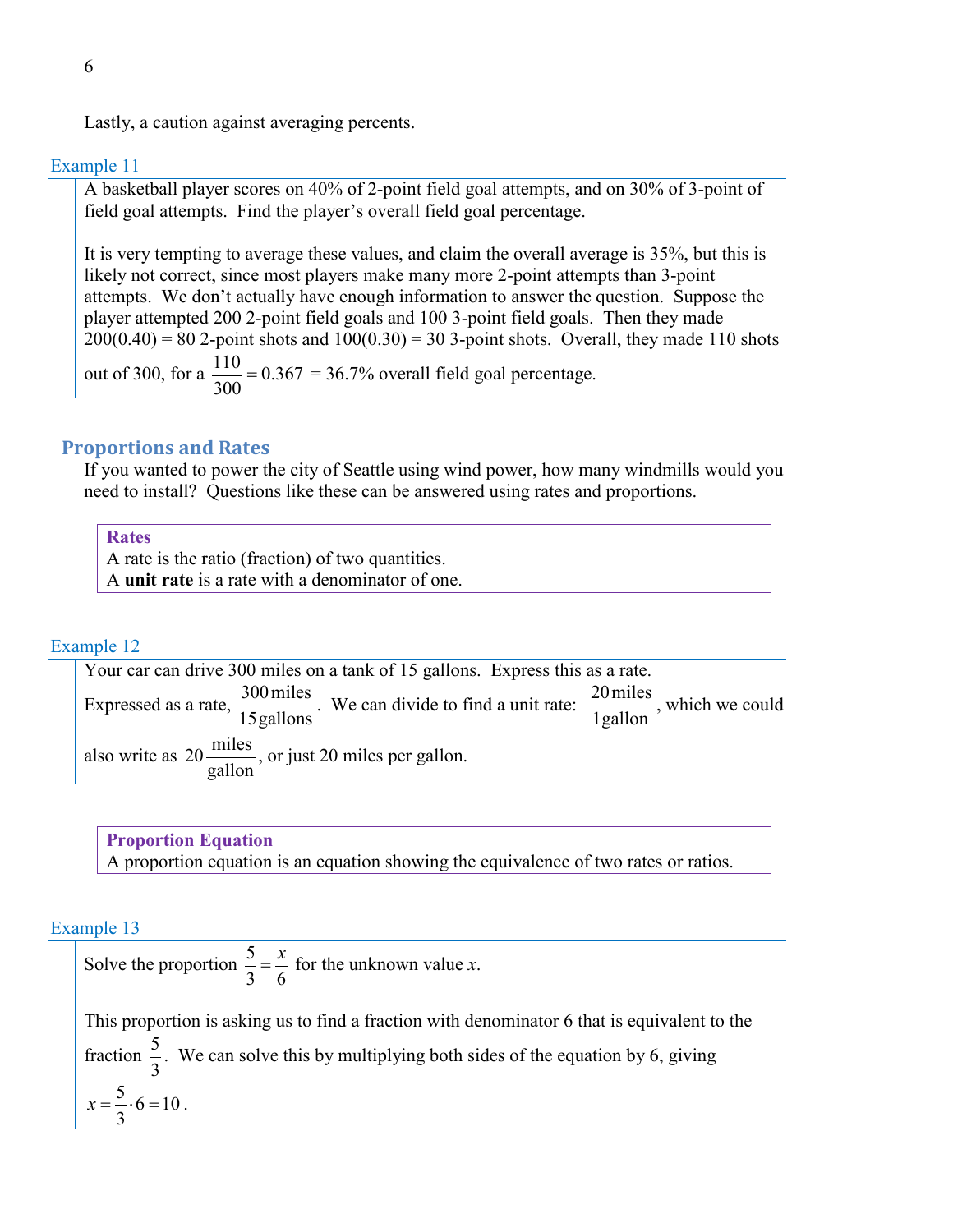Lastly, a caution against averaging percents.

### Example 11

A basketball player scores on 40% of 2-point field goal attempts, and on 30% of 3-point of field goal attempts. Find the player's overall field goal percentage.

It is very tempting to average these values, and claim the overall average is 35%, but this is likely not correct, since most players make many more 2-point attempts than 3-point attempts. We don't actually have enough information to answer the question. Suppose the player attempted 200 2-point field goals and 100 3-point field goals. Then they made 200(0.40) = 80 2-point shots and 100(0.30) = 30 3-point shots. Overall, they made 110 shots out of 300, for a $\frac{110}{300} = 0.367$ = 36.7% overall field goal percentage.

## Proportions and Rates

If you wanted to power the city of Seattle using wind power, how many windmills would you need to install? Questions like these can be answered using rates and proportions.

> **Rates**
> A rate is the ratio (fraction) of two quantities.
> A **unit rate** is a rate with a denominator of one.

### Example 12

Your car can drive 300 miles on a tank of 15 gallons. Express this as a rate.

Expressed as a rate, $\frac{300 \text{ miles}}{15 \text{ gallons}}$. We can divide to find a unit rate: $\frac{20 \text{ miles}}{1 \text{ gallon}}$, which we could also write as $20 \frac{\text{miles}}{\text{gallon}}$, or just 20 miles per gallon.

> **Proportion Equation**
> A proportion equation is an equation showing the equivalence of two rates or ratios.

### Example 13

Solve the proportion $\frac{5}{3} = \frac{x}{6}$ for the unknown value *x*.

This proportion is asking us to find a fraction with denominator 6 that is equivalent to the fraction $\frac{5}{3}$. We can solve this by multiplying both sides of the equation by 6, giving $x = \frac{5}{3} \cdot 6 = 10$.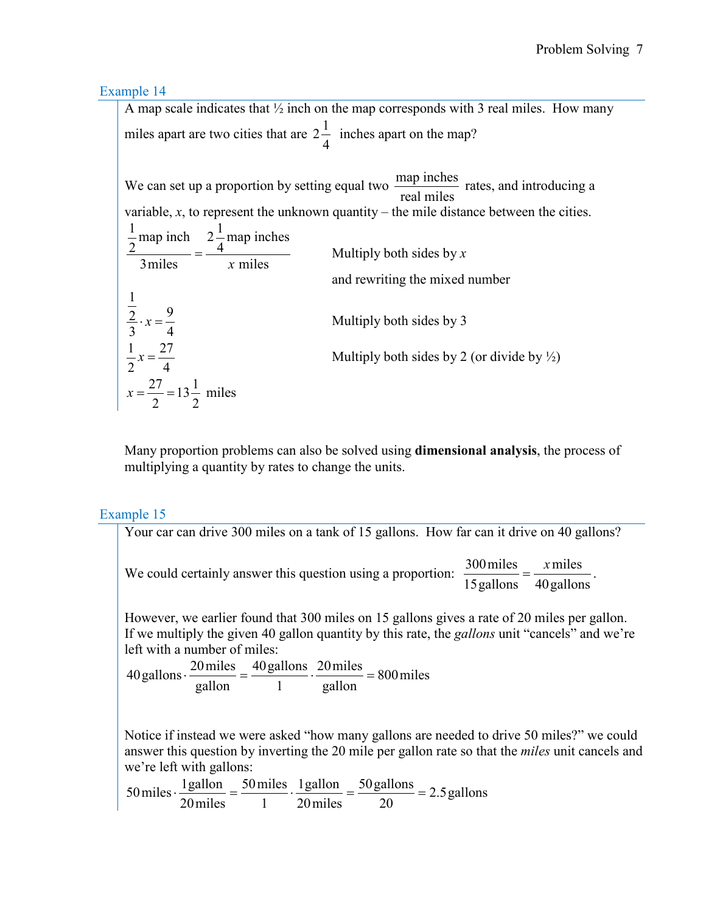### Example 14

A map scale indicates that ½ inch on the map corresponds with 3 real miles. How many miles apart are two cities that are $2\frac{1}{4}$ inches apart on the map?

We can set up a proportion by setting equal two $\frac{\text{map inches}}{\text{real miles}}$ rates, and introducing a variable, *x*, to represent the unknown quantity – the mile distance between the cities.

$$\frac{\frac{1}{2}\text{ map inch}}{3\text{ miles}} = \frac{2\frac{1}{4}\text{ map inches}}{x\text{ miles}}$$

Multiply both sides by *x* and rewriting the mixed number

$$\frac{\frac{1}{2}}{3} \cdot x = \frac{9}{4}$$

Multiply both sides by 3

$$\frac{1}{2}x = \frac{27}{4}$$

Multiply both sides by 2 (or divide by ½)

$$x = \frac{27}{2} = 13\frac{1}{2}\text{ miles}$$

Many proportion problems can also be solved using **dimensional analysis**, the process of multiplying a quantity by rates to change the units.

### Example 15

Your car can drive 300 miles on a tank of 15 gallons. How far can it drive on 40 gallons?

We could certainly answer this question using a proportion: $\frac{300\text{ miles}}{15\text{ gallons}} = \frac{x\text{ miles}}{40\text{ gallons}}$.

However, we earlier found that 300 miles on 15 gallons gives a rate of 20 miles per gallon. If we multiply the given 40 gallon quantity by this rate, the *gallons* unit "cancels" and we're left with a number of miles:

$$40\text{ gallons} \cdot \frac{20\text{ miles}}{\text{gallon}} = \frac{40\text{ gallons}}{1} \cdot \frac{20\text{ miles}}{\text{gallon}} = 800\text{ miles}$$

Notice if instead we were asked "how many gallons are needed to drive 50 miles?" we could answer this question by inverting the 20 mile per gallon rate so that the *miles* unit cancels and we're left with gallons:

$$50\text{ miles} \cdot \frac{1\text{ gallon}}{20\text{ miles}} = \frac{50\text{ miles}}{1} \cdot \frac{1\text{ gallon}}{20\text{ miles}} = \frac{50\text{ gallons}}{20} = 2.5\text{ gallons}$$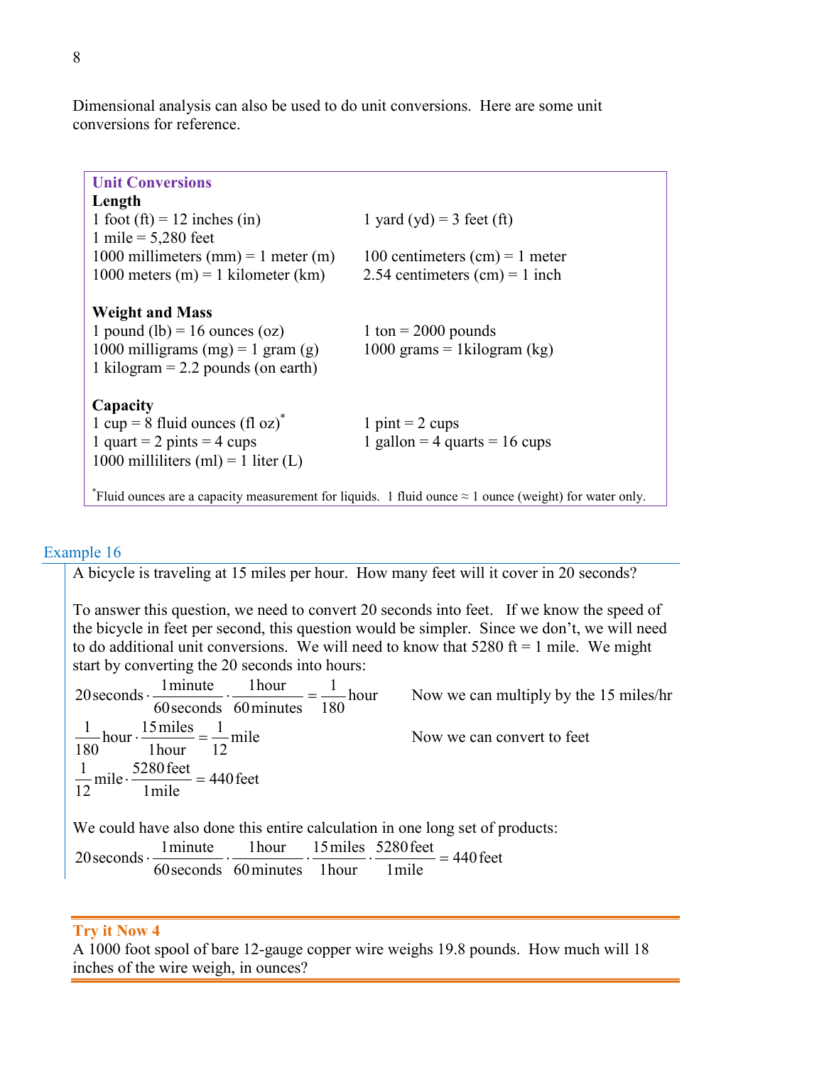Dimensional analysis can also be used to do unit conversions. Here are some unit conversions for reference.

### Unit Conversions

**Length**

| | |
|---|---|
| 1 foot (ft) = 12 inches (in) | 1 yard (yd) = 3 feet (ft) |
| 1 mile = 5,280 feet | |
| 1000 millimeters (mm) = 1 meter (m) | 100 centimeters (cm) = 1 meter |
| 1000 meters (m) = 1 kilometer (km) | 2.54 centimeters (cm) = 1 inch |

**Weight and Mass**

| | |
|---|---|
| 1 pound (lb) = 16 ounces (oz) | 1 ton = 2000 pounds |
| 1000 milligrams (mg) = 1 gram (g) | 1000 grams = 1kilogram (kg) |
| 1 kilogram = 2.2 pounds (on earth) | |

**Capacity**

| | |
|---|---|
| 1 cup = 8 fluid ounces (fl oz)* | 1 pint = 2 cups |
| 1 quart = 2 pints = 4 cups | 1 gallon = 4 quarts = 16 cups |
| 1000 milliliters (ml) = 1 liter (L) | |

*Fluid ounces are a capacity measurement for liquids. 1 fluid ounce ≈ 1 ounce (weight) for water only.

### Example 16

A bicycle is traveling at 15 miles per hour. How many feet will it cover in 20 seconds?

To answer this question, we need to convert 20 seconds into feet. If we know the speed of the bicycle in feet per second, this question would be simpler. Since we don't, we will need to do additional unit conversions. We will need to know that 5280 ft = 1 mile. We might start by converting the 20 seconds into hours:

$$20\text{seconds}\cdot\frac{1\text{minute}}{60\text{seconds}}\cdot\frac{1\text{hour}}{60\text{minutes}}=\frac{1}{180}\text{hour}$$

Now we can multiply by the 15 miles/hr

$$\frac{1}{180}\text{hour}\cdot\frac{15\text{miles}}{1\text{hour}}=\frac{1}{12}\text{mile}$$

Now we can convert to feet

$$\frac{1}{12}\text{mile}\cdot\frac{5280\text{feet}}{1\text{mile}}=440\text{feet}$$

We could have also done this entire calculation in one long set of products:

$$20\text{seconds}\cdot\frac{1\text{minute}}{60\text{seconds}}\cdot\frac{1\text{hour}}{60\text{minutes}}\cdot\frac{15\text{miles}}{1\text{hour}}\cdot\frac{5280\text{feet}}{1\text{mile}}=440\text{feet}$$

### Try it Now 4

A 1000 foot spool of bare 12-gauge copper wire weighs 19.8 pounds. How much will 18 inches of the wire weigh, in ounces?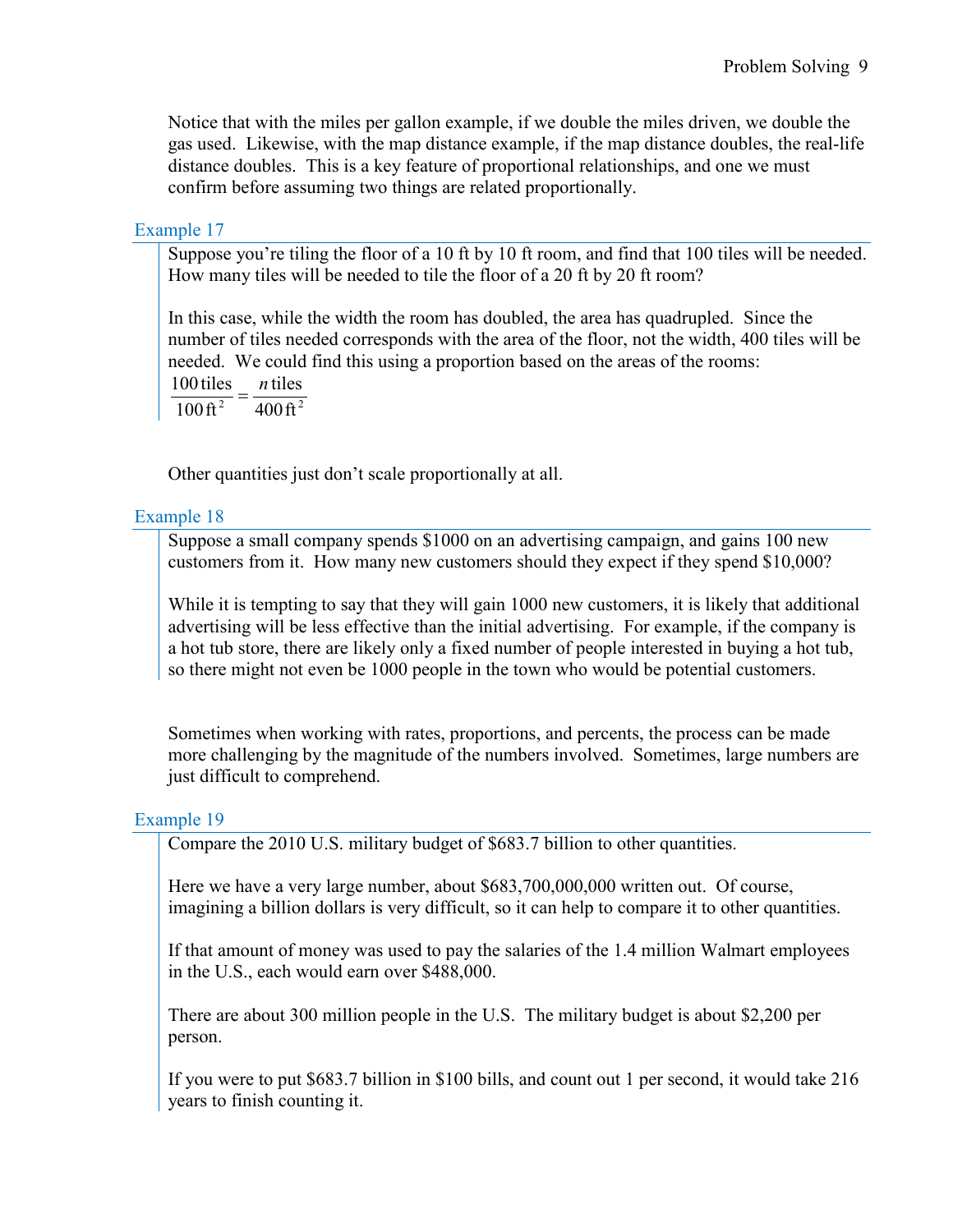Notice that with the miles per gallon example, if we double the miles driven, we double the gas used. Likewise, with the map distance example, if the map distance doubles, the real-life distance doubles. This is a key feature of proportional relationships, and one we must confirm before assuming two things are related proportionally.

### Example 17

Suppose you're tiling the floor of a 10 ft by 10 ft room, and find that 100 tiles will be needed. How many tiles will be needed to tile the floor of a 20 ft by 20 ft room?

In this case, while the width the room has doubled, the area has quadrupled. Since the number of tiles needed corresponds with the area of the floor, not the width, 400 tiles will be needed. We could find this using a proportion based on the areas of the rooms:

$$\frac{100\,\text{tiles}}{100\,\text{ft}^2} = \frac{n\,\text{tiles}}{400\,\text{ft}^2}$$

Other quantities just don't scale proportionally at all.

### Example 18

Suppose a small company spends $1000 on an advertising campaign, and gains 100 new customers from it. How many new customers should they expect if they spend $10,000?

While it is tempting to say that they will gain 1000 new customers, it is likely that additional advertising will be less effective than the initial advertising. For example, if the company is a hot tub store, there are likely only a fixed number of people interested in buying a hot tub, so there might not even be 1000 people in the town who would be potential customers.

Sometimes when working with rates, proportions, and percents, the process can be made more challenging by the magnitude of the numbers involved. Sometimes, large numbers are just difficult to comprehend.

### Example 19

Compare the 2010 U.S. military budget of $683.7 billion to other quantities.

Here we have a very large number, about $683,700,000,000 written out. Of course, imagining a billion dollars is very difficult, so it can help to compare it to other quantities.

If that amount of money was used to pay the salaries of the 1.4 million Walmart employees in the U.S., each would earn over $488,000.

There are about 300 million people in the U.S. The military budget is about $2,200 per person.

If you were to put $683.7 billion in $100 bills, and count out 1 per second, it would take 216 years to finish counting it.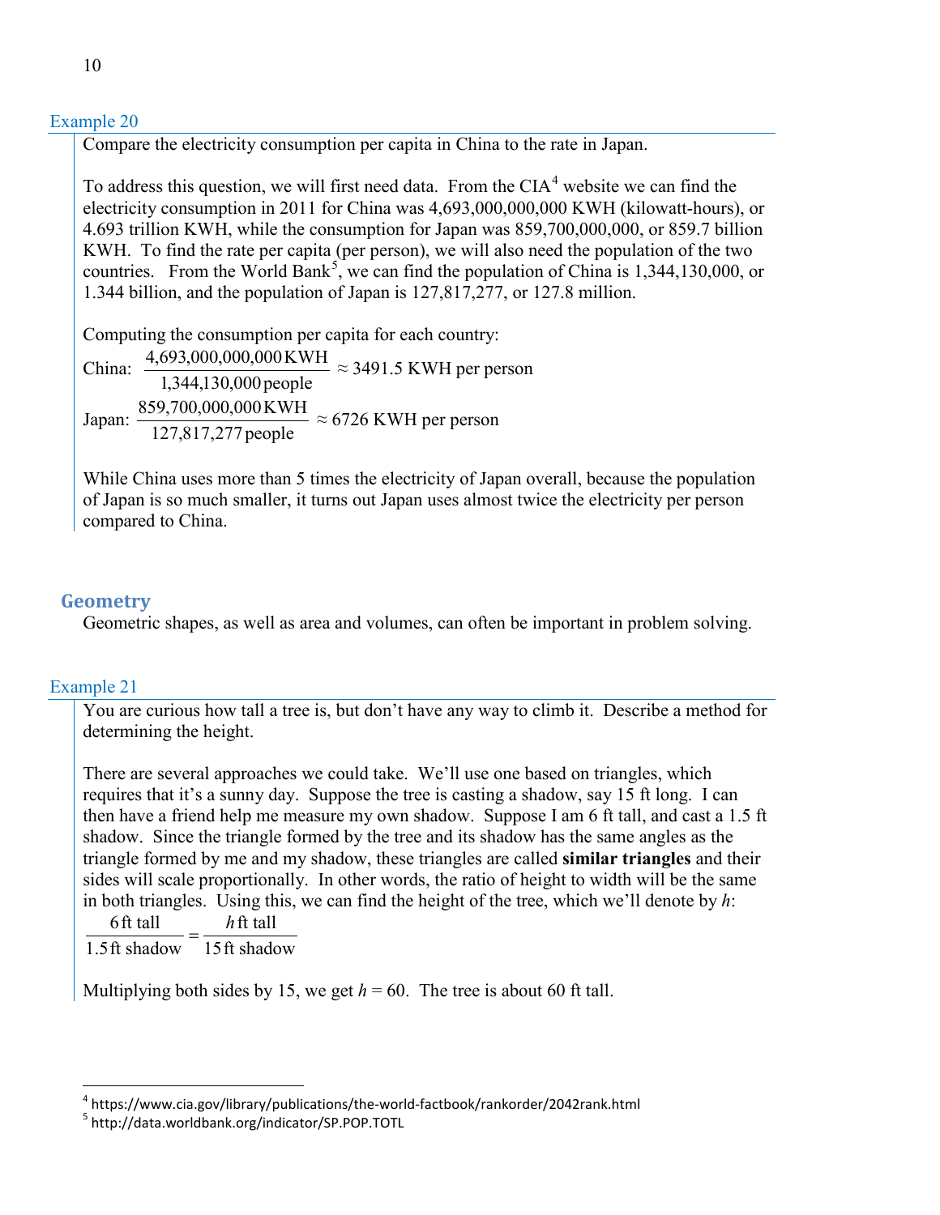### Example 20

Compare the electricity consumption per capita in China to the rate in Japan.

To address this question, we will first need data. From the CIA[4] website we can find the electricity consumption in 2011 for China was 4,693,000,000,000 KWH (kilowatt-hours), or 4.693 trillion KWH, while the consumption for Japan was 859,700,000,000, or 859.7 billion KWH. To find the rate per capita (per person), we will also need the population of the two countries. From the World Bank[5], we can find the population of China is 1,344,130,000, or 1.344 billion, and the population of Japan is 127,817,277, or 127.8 million.

Computing the consumption per capita for each country:

China: $\dfrac{4{,}693{,}000{,}000{,}000\,\text{KWH}}{1{,}344{,}130{,}000\,\text{people}} \approx 3491.5$ KWH per person

Japan: $\dfrac{859{,}700{,}000{,}000\,\text{KWH}}{127{,}817{,}277\,\text{people}} \approx 6726$ KWH per person

While China uses more than 5 times the electricity of Japan overall, because the population of Japan is so much smaller, it turns out Japan uses almost twice the electricity per person compared to China.

## Geometry

Geometric shapes, as well as area and volumes, can often be important in problem solving.

### Example 21

You are curious how tall a tree is, but don't have any way to climb it. Describe a method for determining the height.

There are several approaches we could take. We'll use one based on triangles, which requires that it's a sunny day. Suppose the tree is casting a shadow, say 15 ft long. I can then have a friend help me measure my own shadow. Suppose I am 6 ft tall, and cast a 1.5 ft shadow. Since the triangle formed by the tree and its shadow has the same angles as the triangle formed by me and my shadow, these triangles are called **similar triangles** and their sides will scale proportionally. In other words, the ratio of height to width will be the same in both triangles. Using this, we can find the height of the tree, which we'll denote by $h$:

$$\frac{6\,\text{ft tall}}{1.5\,\text{ft shadow}} = \frac{h\,\text{ft tall}}{15\,\text{ft shadow}}$$

Multiplying both sides by 15, we get $h = 60$. The tree is about 60 ft tall.

---

[4] https://www.cia.gov/library/publications/the-world-factbook/rankorder/2042rank.html

[5] http://data.worldbank.org/indicator/SP.POP.TOTL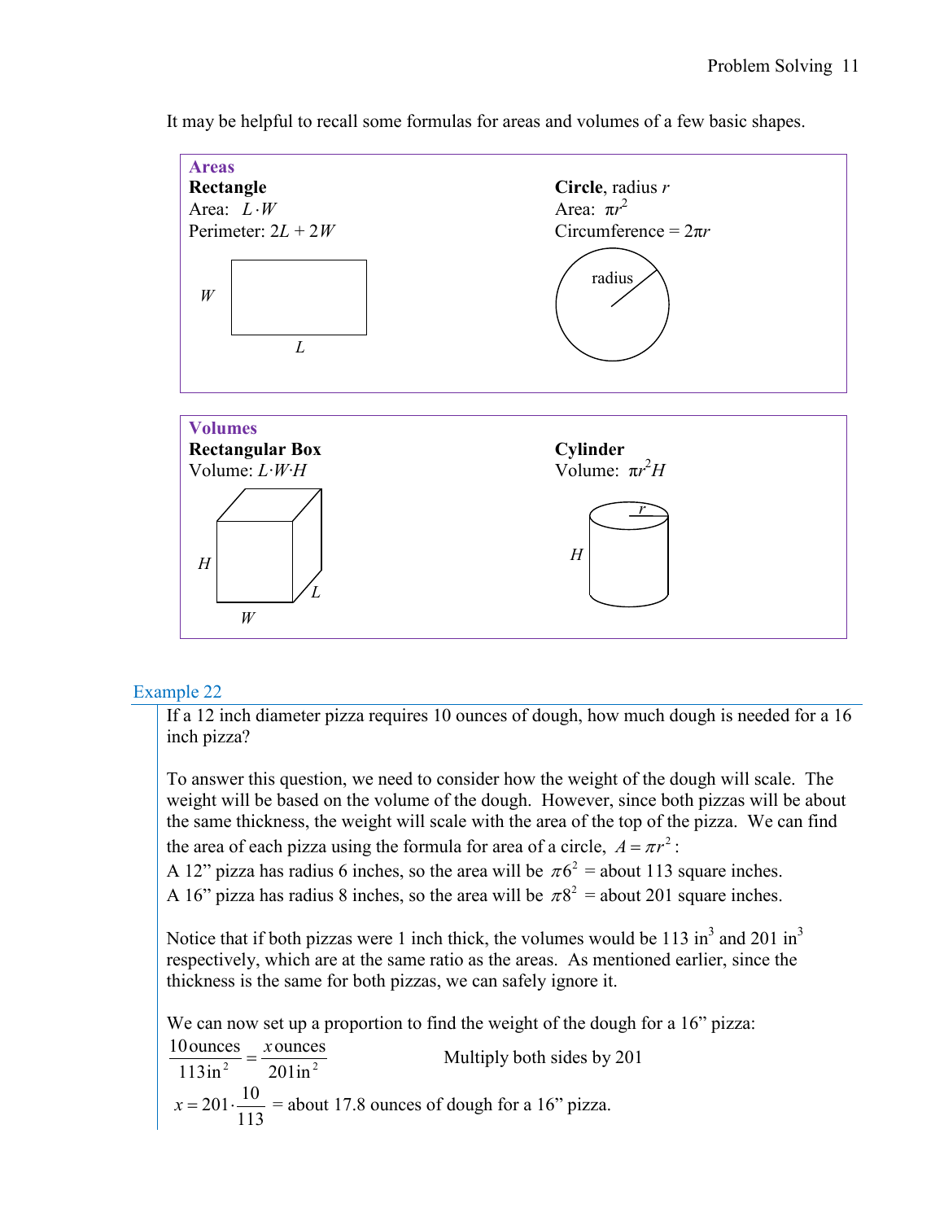It may be helpful to recall some formulas for areas and volumes of a few basic shapes.

**Areas**

**Rectangle**
Area: $L \cdot W$
Perimeter: $2L + 2W$

**Circle**, radius $r$
Area: $\pi r^2$
Circumference = $2\pi r$

**Volumes**

**Rectangular Box**
Volume: $L \cdot W \cdot H$

**Cylinder**
Volume: $\pi r^2 H$

### Example 22

If a 12 inch diameter pizza requires 10 ounces of dough, how much dough is needed for a 16 inch pizza?

To answer this question, we need to consider how the weight of the dough will scale. The weight will be based on the volume of the dough. However, since both pizzas will be about the same thickness, the weight will scale with the area of the top of the pizza. We can find the area of each pizza using the formula for area of a circle, $A = \pi r^2$:

A 12" pizza has radius 6 inches, so the area will be $\pi 6^2$ = about 113 square inches.
A 16" pizza has radius 8 inches, so the area will be $\pi 8^2$ = about 201 square inches.

Notice that if both pizzas were 1 inch thick, the volumes would be 113 in$^3$ and 201 in$^3$ respectively, which are at the same ratio as the areas. As mentioned earlier, since the thickness is the same for both pizzas, we can safely ignore it.

We can now set up a proportion to find the weight of the dough for a 16" pizza:

$$\frac{10\,\text{ounces}}{113\,\text{in}^2} = \frac{x\,\text{ounces}}{201\,\text{in}^2} \qquad \text{Multiply both sides by 201}$$

$x = 201 \cdot \dfrac{10}{113}$ = about 17.8 ounces of dough for a 16" pizza.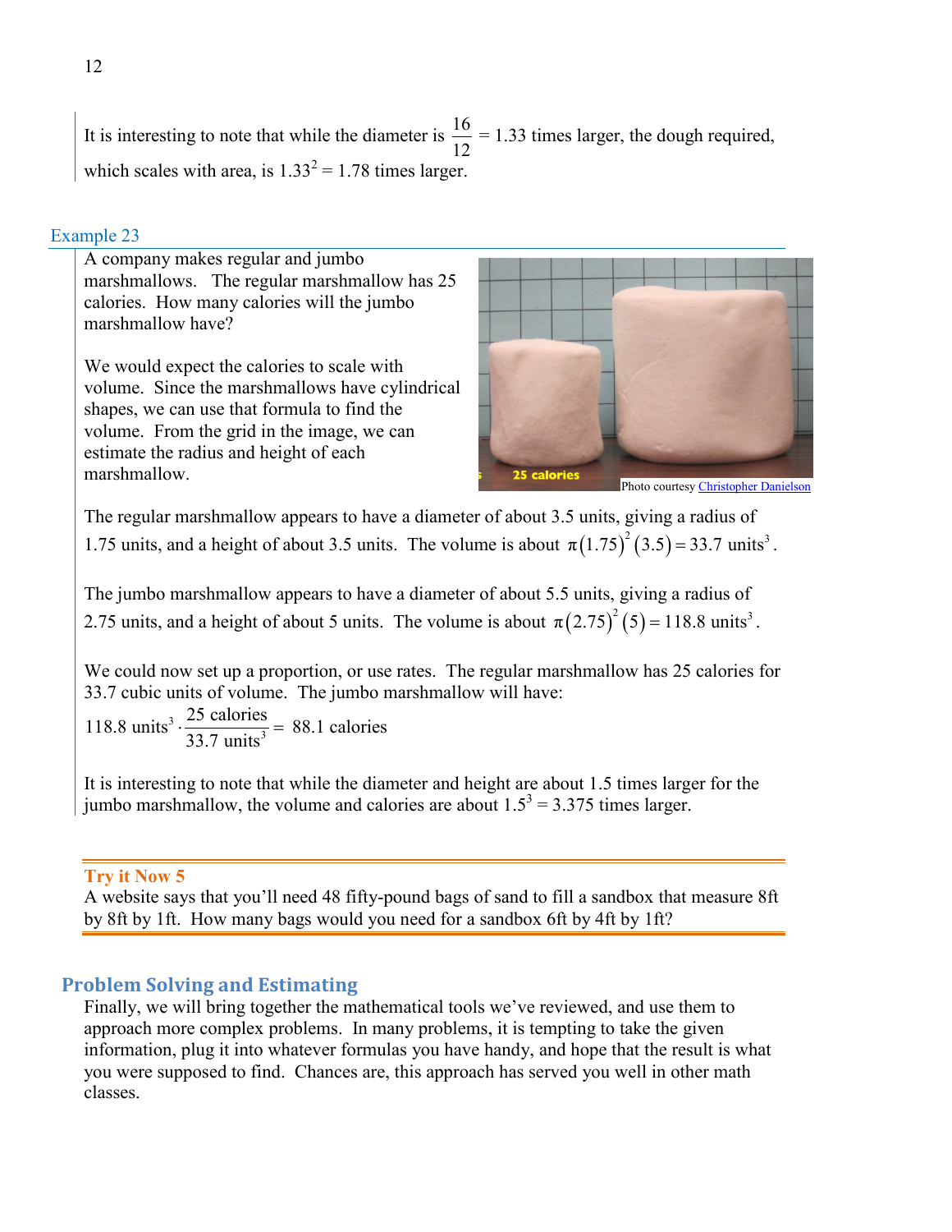It is interesting to note that while the diameter is $\frac{16}{12} = 1.33$ times larger, the dough required, which scales with area, is $1.33^2 = 1.78$ times larger.

### Example 23

A company makes regular and jumbo marshmallows. The regular marshmallow has 25 calories. How many calories will the jumbo marshmallow have?

We would expect the calories to scale with volume. Since the marshmallows have cylindrical shapes, we can use that formula to find the volume. From the grid in the image, we can estimate the radius and height of each marshmallow.

Photo courtesy Christopher Danielson

The regular marshmallow appears to have a diameter of about 3.5 units, giving a radius of 1.75 units, and a height of about 3.5 units. The volume is about $\pi(1.75)^2(3.5) = 33.7 \text{ units}^3$.

The jumbo marshmallow appears to have a diameter of about 5.5 units, giving a radius of 2.75 units, and a height of about 5 units. The volume is about $\pi(2.75)^2(5) = 118.8 \text{ units}^3$.

We could now set up a proportion, or use rates. The regular marshmallow has 25 calories for 33.7 cubic units of volume. The jumbo marshmallow will have:

$$118.8 \text{ units}^3 \cdot \frac{25 \text{ calories}}{33.7 \text{ units}^3} = 88.1 \text{ calories}$$

It is interesting to note that while the diameter and height are about 1.5 times larger for the jumbo marshmallow, the volume and calories are about $1.5^3 = 3.375$ times larger.

**Try it Now 5**

A website says that you'll need 48 fifty-pound bags of sand to fill a sandbox that measure 8ft by 8ft by 1ft. How many bags would you need for a sandbox 6ft by 4ft by 1ft?

## Problem Solving and Estimating

Finally, we will bring together the mathematical tools we've reviewed, and use them to approach more complex problems. In many problems, it is tempting to take the given information, plug it into whatever formulas you have handy, and hope that the result is what you were supposed to find. Chances are, this approach has served you well in other math classes.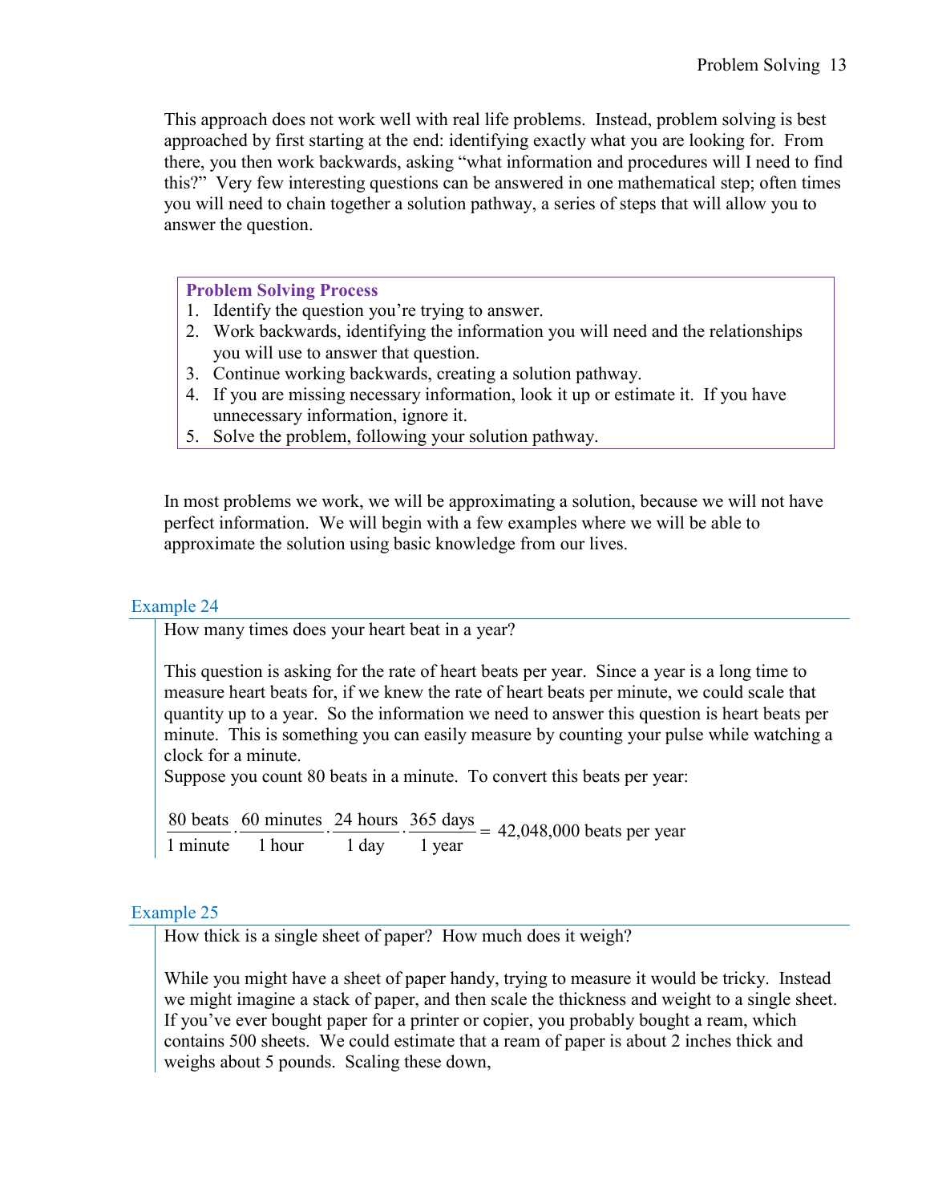This approach does not work well with real life problems. Instead, problem solving is best approached by first starting at the end: identifying exactly what you are looking for. From there, you then work backwards, asking "what information and procedures will I need to find this?" Very few interesting questions can be answered in one mathematical step; often times you will need to chain together a solution pathway, a series of steps that will allow you to answer the question.

**Problem Solving Process**

1. Identify the question you're trying to answer.
2. Work backwards, identifying the information you will need and the relationships you will use to answer that question.
3. Continue working backwards, creating a solution pathway.
4. If you are missing necessary information, look it up or estimate it. If you have unnecessary information, ignore it.
5. Solve the problem, following your solution pathway.

In most problems we work, we will be approximating a solution, because we will not have perfect information. We will begin with a few examples where we will be able to approximate the solution using basic knowledge from our lives.

### Example 24

How many times does your heart beat in a year?

This question is asking for the rate of heart beats per year. Since a year is a long time to measure heart beats for, if we knew the rate of heart beats per minute, we could scale that quantity up to a year. So the information we need to answer this question is heart beats per minute. This is something you can easily measure by counting your pulse while watching a clock for a minute.
Suppose you count 80 beats in a minute. To convert this beats per year:

$$\frac{80 \text{ beats}}{1 \text{ minute}} \cdot \frac{60 \text{ minutes}}{1 \text{ hour}} \cdot \frac{24 \text{ hours}}{1 \text{ day}} \cdot \frac{365 \text{ days}}{1 \text{ year}} = 42{,}048{,}000 \text{ beats per year}$$

### Example 25

How thick is a single sheet of paper? How much does it weigh?

While you might have a sheet of paper handy, trying to measure it would be tricky. Instead we might imagine a stack of paper, and then scale the thickness and weight to a single sheet. If you've ever bought paper for a printer or copier, you probably bought a ream, which contains 500 sheets. We could estimate that a ream of paper is about 2 inches thick and weighs about 5 pounds. Scaling these down,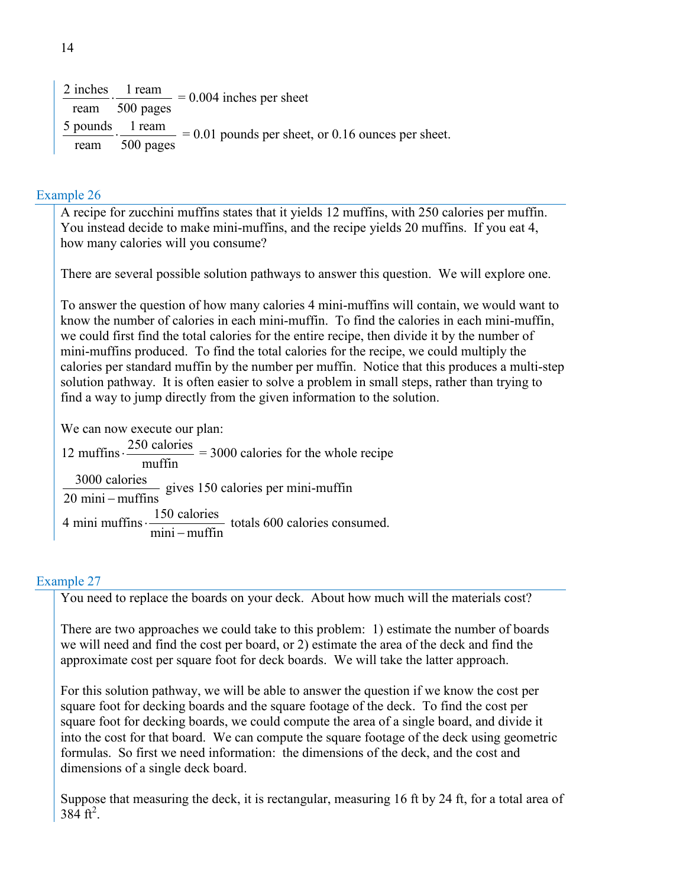$$\frac{2\text{ inches}}{\text{ream}} \cdot \frac{1\text{ ream}}{500\text{ pages}} = 0.004\text{ inches per sheet}$$

$$\frac{5\text{ pounds}}{\text{ream}} \cdot \frac{1\text{ ream}}{500\text{ pages}} = 0.01\text{ pounds per sheet, or } 0.16\text{ ounces per sheet.}$$

### Example 26

A recipe for zucchini muffins states that it yields 12 muffins, with 250 calories per muffin. You instead decide to make mini-muffins, and the recipe yields 20 muffins. If you eat 4, how many calories will you consume?

There are several possible solution pathways to answer this question. We will explore one.

To answer the question of how many calories 4 mini-muffins will contain, we would want to know the number of calories in each mini-muffin. To find the calories in each mini-muffin, we could first find the total calories for the entire recipe, then divide it by the number of mini-muffins produced. To find the total calories for the recipe, we could multiply the calories per standard muffin by the number per muffin. Notice that this produces a multi-step solution pathway. It is often easier to solve a problem in small steps, rather than trying to find a way to jump directly from the given information to the solution.

We can now execute our plan:

$$12\text{ muffins} \cdot \frac{250\text{ calories}}{\text{muffin}} = 3000\text{ calories for the whole recipe}$$

$$\frac{3000\text{ calories}}{20\text{ mini} - \text{muffins}} \text{ gives 150 calories per mini-muffin}$$

$$4\text{ mini muffins} \cdot \frac{150\text{ calories}}{\text{mini} - \text{muffin}} \text{ totals 600 calories consumed.}$$

### Example 27

You need to replace the boards on your deck. About how much will the materials cost?

There are two approaches we could take to this problem: 1) estimate the number of boards we will need and find the cost per board, or 2) estimate the area of the deck and find the approximate cost per square foot for deck boards. We will take the latter approach.

For this solution pathway, we will be able to answer the question if we know the cost per square foot for decking boards and the square footage of the deck. To find the cost per square foot for decking boards, we could compute the area of a single board, and divide it into the cost for that board. We can compute the square footage of the deck using geometric formulas. So first we need information: the dimensions of the deck, and the cost and dimensions of a single deck board.

Suppose that measuring the deck, it is rectangular, measuring 16 ft by 24 ft, for a total area of 384 $\text{ft}^2$.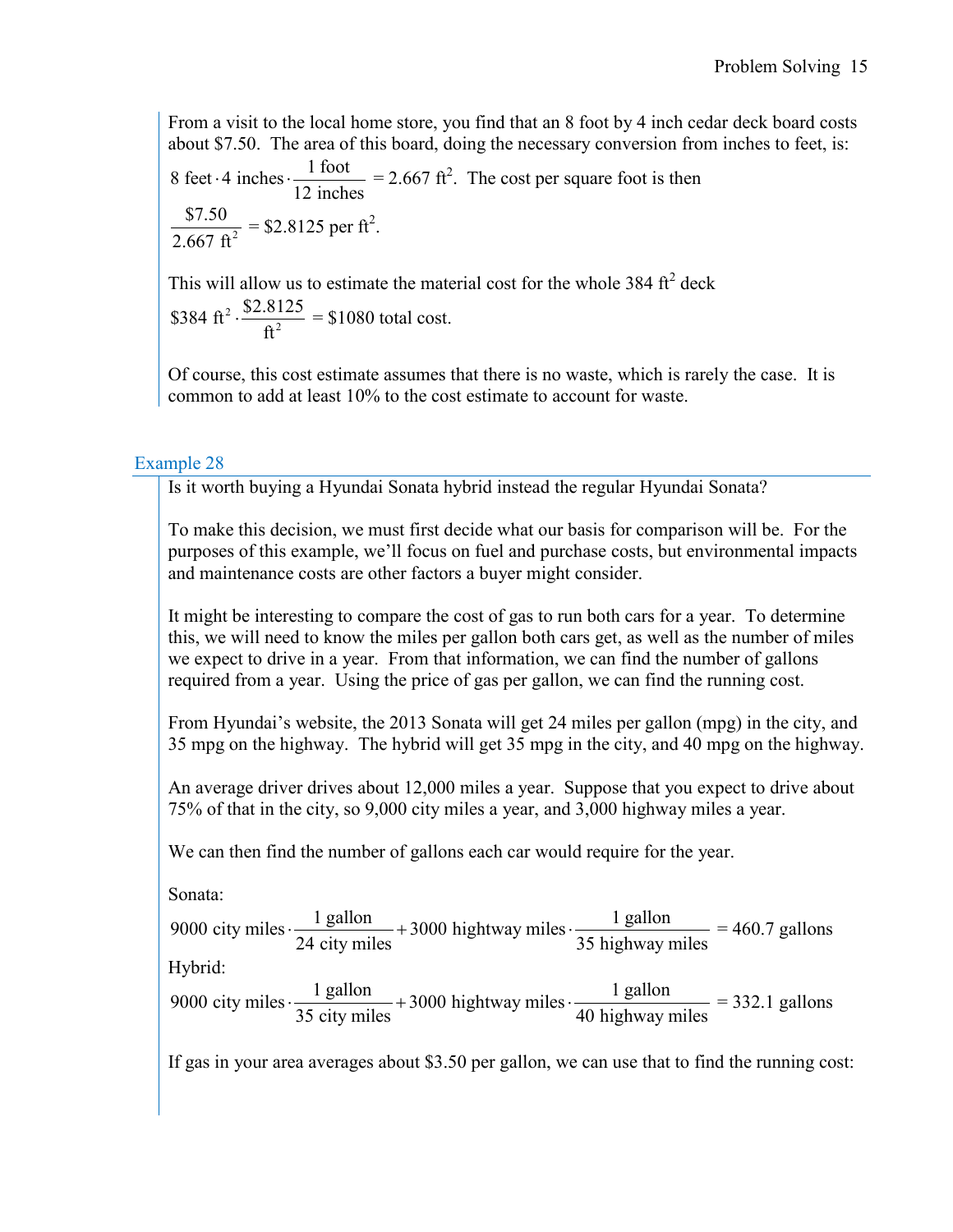From a visit to the local home store, you find that an 8 foot by 4 inch cedar deck board costs about \$7.50. The area of this board, doing the necessary conversion from inches to feet, is:

$8\text{ feet}\cdot 4\text{ inches}\cdot\dfrac{1\text{ foot}}{12\text{ inches}} = 2.667\text{ ft}^2$. The cost per square foot is then

$\dfrac{\$7.50}{2.667\text{ ft}^2} = \$2.8125\text{ per ft}^2$.

This will allow us to estimate the material cost for the whole 384 $\text{ft}^2$ deck

$\$384\text{ ft}^2\cdot\dfrac{\$2.8125}{\text{ft}^2} = \$1080\text{ total cost.}$

Of course, this cost estimate assumes that there is no waste, which is rarely the case. It is common to add at least 10% to the cost estimate to account for waste.

### Example 28

Is it worth buying a Hyundai Sonata hybrid instead the regular Hyundai Sonata?

To make this decision, we must first decide what our basis for comparison will be. For the purposes of this example, we'll focus on fuel and purchase costs, but environmental impacts and maintenance costs are other factors a buyer might consider.

It might be interesting to compare the cost of gas to run both cars for a year. To determine this, we will need to know the miles per gallon both cars get, as well as the number of miles we expect to drive in a year. From that information, we can find the number of gallons required from a year. Using the price of gas per gallon, we can find the running cost.

From Hyundai's website, the 2013 Sonata will get 24 miles per gallon (mpg) in the city, and 35 mpg on the highway. The hybrid will get 35 mpg in the city, and 40 mpg on the highway.

An average driver drives about 12,000 miles a year. Suppose that you expect to drive about 75% of that in the city, so 9,000 city miles a year, and 3,000 highway miles a year.

We can then find the number of gallons each car would require for the year.

Sonata:

$$9000\text{ city miles}\cdot\frac{1\text{ gallon}}{24\text{ city miles}} + 3000\text{ hightway miles}\cdot\frac{1\text{ gallon}}{35\text{ highway miles}} = 460.7\text{ gallons}$$

Hybrid:

$$9000\text{ city miles}\cdot\frac{1\text{ gallon}}{35\text{ city miles}} + 3000\text{ hightway miles}\cdot\frac{1\text{ gallon}}{40\text{ highway miles}} = 332.1\text{ gallons}$$

If gas in your area averages about \$3.50 per gallon, we can use that to find the running cost: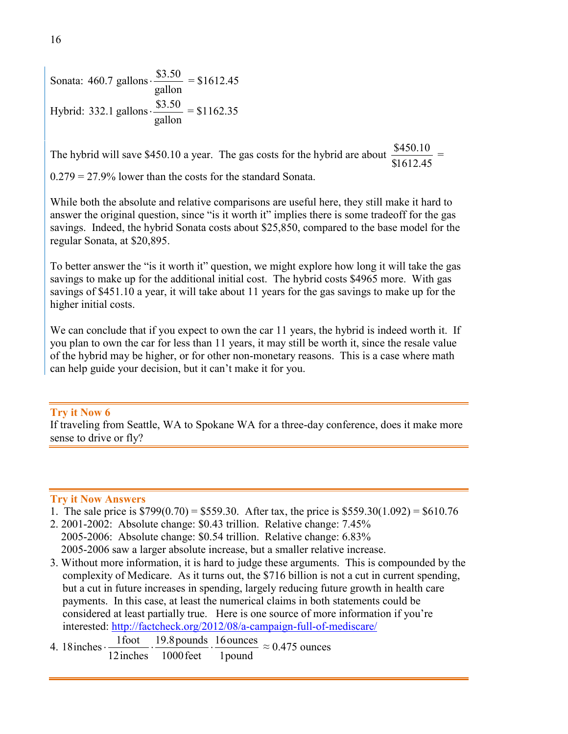Sonata: $460.7 \text{ gallons} \cdot \frac{\$3.50}{\text{gallon}} = \$1612.45$

Hybrid: $332.1 \text{ gallons} \cdot \frac{\$3.50}{\text{gallon}} = \$1162.35$

The hybrid will save $450.10 a year. The gas costs for the hybrid are about $\frac{\$450.10}{\$1612.45} =$ $0.279 = 27.9\%$ lower than the costs for the standard Sonata.

While both the absolute and relative comparisons are useful here, they still make it hard to answer the original question, since "is it worth it" implies there is some tradeoff for the gas savings. Indeed, the hybrid Sonata costs about $25,850, compared to the base model for the regular Sonata, at $20,895.

To better answer the "is it worth it" question, we might explore how long it will take the gas savings to make up for the additional initial cost. The hybrid costs $4965 more. With gas savings of $451.10 a year, it will take about 11 years for the gas savings to make up for the higher initial costs.

We can conclude that if you expect to own the car 11 years, the hybrid is indeed worth it. If you plan to own the car for less than 11 years, it may still be worth it, since the resale value of the hybrid may be higher, or for other non-monetary reasons. This is a case where math can help guide your decision, but it can't make it for you.

**Try it Now 6**
If traveling from Seattle, WA to Spokane WA for a three-day conference, does it make more sense to drive or fly?

**Try it Now Answers**

1. The sale price is $799(0.70) = $559.30. After tax, the price is $559.30(1.092) = $610.76
2. 2001-2002: Absolute change: $0.43 trillion. Relative change: 7.45%
   2005-2006: Absolute change: $0.54 trillion. Relative change: 6.83%
   2005-2006 saw a larger absolute increase, but a smaller relative increase.
3. Without more information, it is hard to judge these arguments. This is compounded by the complexity of Medicare. As it turns out, the $716 billion is not a cut in current spending, but a cut in future increases in spending, largely reducing future growth in health care payments. In this case, at least the numerical claims in both statements could be considered at least partially true. Here is one source of more information if you're interested: http://factcheck.org/2012/08/a-campaign-full-of-mediscare/
4. $18 \text{inches} \cdot \frac{1 \text{foot}}{12 \text{inches}} \cdot \frac{19.8 \text{pounds}}{1000 \text{feet}} \cdot \frac{16 \text{ounces}}{1 \text{pound}} \approx 0.475 \text{ ounces}$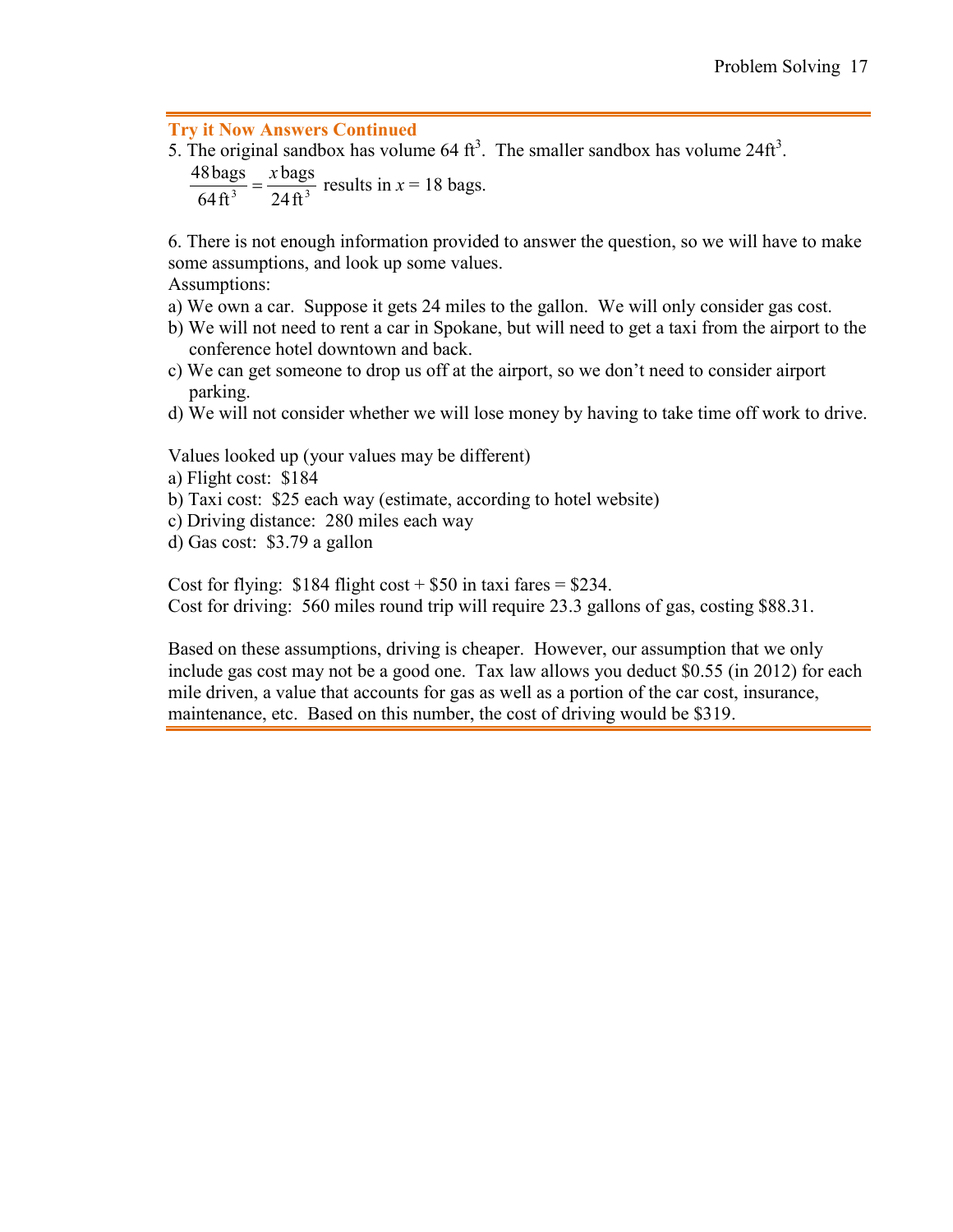### Try it Now Answers Continued

5. The original sandbox has volume 64 ft$^3$. The smaller sandbox has volume 24ft$^3$.

$\frac{48\text{ bags}}{64\text{ ft}^3} = \frac{x\text{ bags}}{24\text{ ft}^3}$ results in $x$ = 18 bags.

6. There is not enough information provided to answer the question, so we will have to make some assumptions, and look up some values.

Assumptions:

a) We own a car. Suppose it gets 24 miles to the gallon. We will only consider gas cost.

b) We will not need to rent a car in Spokane, but will need to get a taxi from the airport to the conference hotel downtown and back.

c) We can get someone to drop us off at the airport, so we don't need to consider airport parking.

d) We will not consider whether we will lose money by having to take time off work to drive.

Values looked up (your values may be different)

a) Flight cost: $184

b) Taxi cost: $25 each way (estimate, according to hotel website)

c) Driving distance: 280 miles each way

d) Gas cost: $3.79 a gallon

Cost for flying: $184 flight cost + $50 in taxi fares = $234.

Cost for driving: 560 miles round trip will require 23.3 gallons of gas, costing $88.31.

Based on these assumptions, driving is cheaper. However, our assumption that we only include gas cost may not be a good one. Tax law allows you deduct $0.55 (in 2012) for each mile driven, a value that accounts for gas as well as a portion of the car cost, insurance, maintenance, etc. Based on this number, the cost of driving would be $319.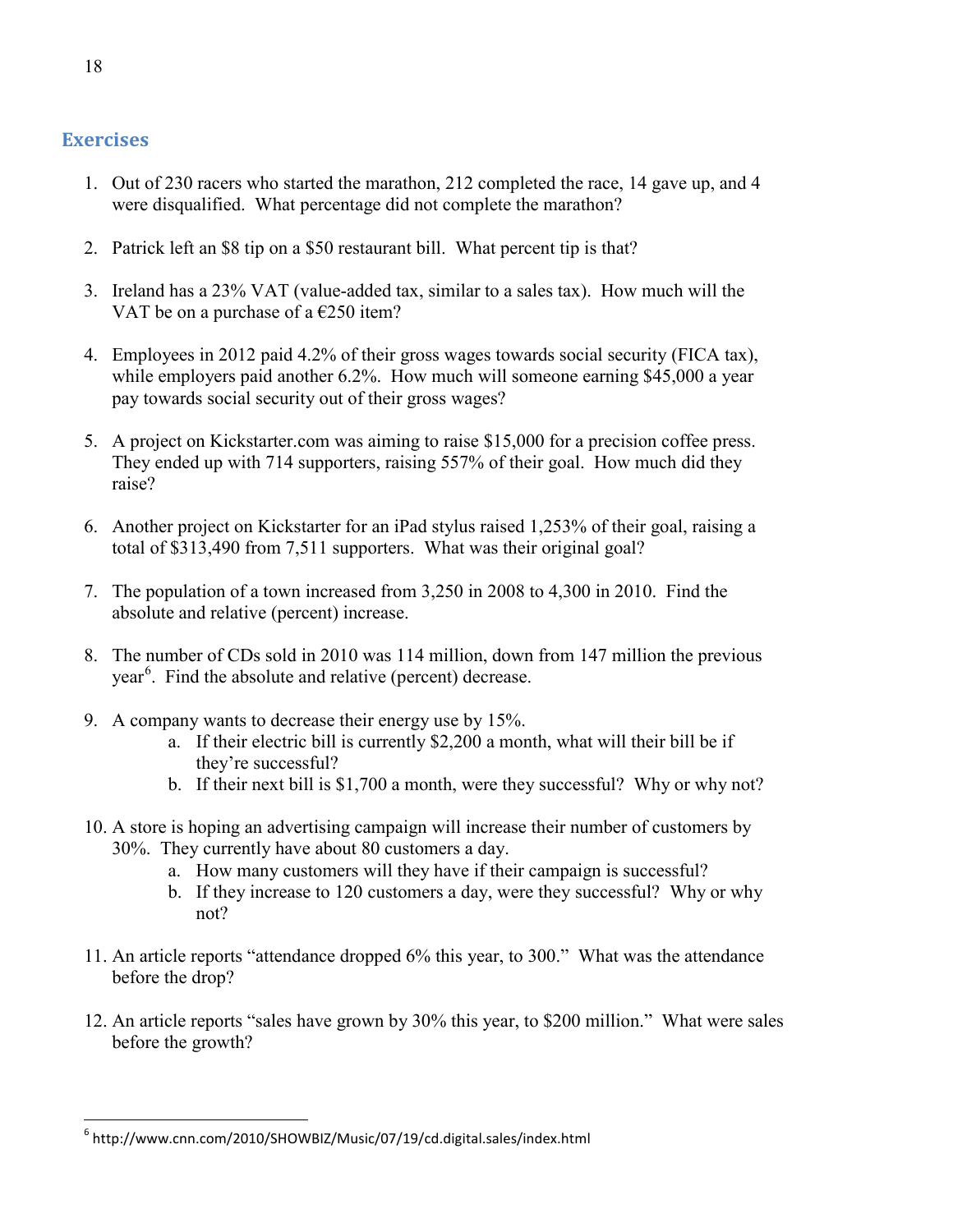## Exercises

1. Out of 230 racers who started the marathon, 212 completed the race, 14 gave up, and 4 were disqualified. What percentage did not complete the marathon?

2. Patrick left an $8 tip on a $50 restaurant bill. What percent tip is that?

3. Ireland has a 23% VAT (value-added tax, similar to a sales tax). How much will the VAT be on a purchase of a €250 item?

4. Employees in 2012 paid 4.2% of their gross wages towards social security (FICA tax), while employers paid another 6.2%. How much will someone earning $45,000 a year pay towards social security out of their gross wages?

5. A project on Kickstarter.com was aiming to raise $15,000 for a precision coffee press. They ended up with 714 supporters, raising 557% of their goal. How much did they raise?

6. Another project on Kickstarter for an iPad stylus raised 1,253% of their goal, raising a total of $313,490 from 7,511 supporters. What was their original goal?

7. The population of a town increased from 3,250 in 2008 to 4,300 in 2010. Find the absolute and relative (percent) increase.

8. The number of CDs sold in 2010 was 114 million, down from 147 million the previous year[6]. Find the absolute and relative (percent) decrease.

9. A company wants to decrease their energy use by 15%.
   a. If their electric bill is currently $2,200 a month, what will their bill be if they're successful?
   b. If their next bill is $1,700 a month, were they successful? Why or why not?

10. A store is hoping an advertising campaign will increase their number of customers by 30%. They currently have about 80 customers a day.
    a. How many customers will they have if their campaign is successful?
    b. If they increase to 120 customers a day, were they successful? Why or why not?

11. An article reports "attendance dropped 6% this year, to 300." What was the attendance before the drop?

12. An article reports "sales have grown by 30% this year, to $200 million." What were sales before the growth?

---

[6] http://www.cnn.com/2010/SHOWBIZ/Music/07/19/cd.digital.sales/index.html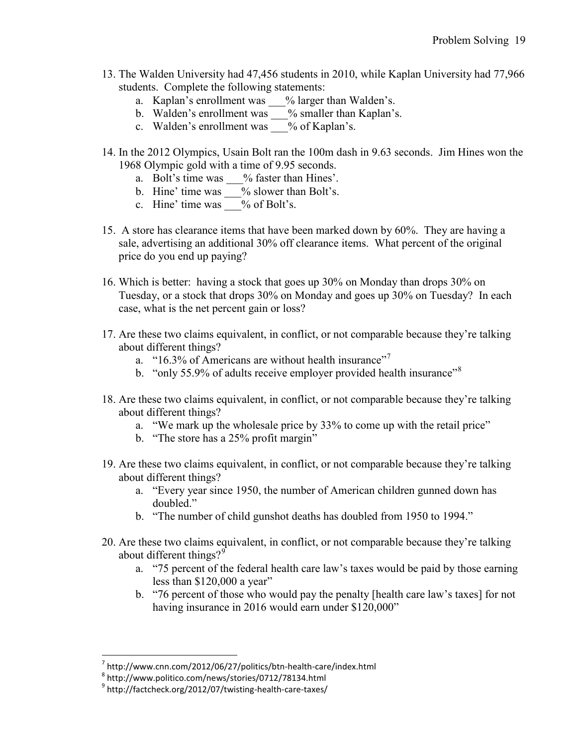13. The Walden University had 47,456 students in 2010, while Kaplan University had 77,966 students. Complete the following statements:
    a. Kaplan's enrollment was ___% larger than Walden's.
    b. Walden's enrollment was ___% smaller than Kaplan's.
    c. Walden's enrollment was ___% of Kaplan's.

14. In the 2012 Olympics, Usain Bolt ran the 100m dash in 9.63 seconds. Jim Hines won the 1968 Olympic gold with a time of 9.95 seconds.
    a. Bolt's time was ___% faster than Hines'.
    b. Hine' time was ___% slower than Bolt's.
    c. Hine' time was ___% of Bolt's.

15. A store has clearance items that have been marked down by 60%. They are having a sale, advertising an additional 30% off clearance items. What percent of the original price do you end up paying?

16. Which is better: having a stock that goes up 30% on Monday than drops 30% on Tuesday, or a stock that drops 30% on Monday and goes up 30% on Tuesday? In each case, what is the net percent gain or loss?

17. Are these two claims equivalent, in conflict, or not comparable because they're talking about different things?
    a. "16.3% of Americans are without health insurance"[7]
    b. "only 55.9% of adults receive employer provided health insurance"[8]

18. Are these two claims equivalent, in conflict, or not comparable because they're talking about different things?
    a. "We mark up the wholesale price by 33% to come up with the retail price"
    b. "The store has a 25% profit margin"

19. Are these two claims equivalent, in conflict, or not comparable because they're talking about different things?
    a. "Every year since 1950, the number of American children gunned down has doubled."
    b. "The number of child gunshot deaths has doubled from 1950 to 1994."

20. Are these two claims equivalent, in conflict, or not comparable because they're talking about different things?[9]
    a. "75 percent of the federal health care law's taxes would be paid by those earning less than $120,000 a year"
    b. "76 percent of those who would pay the penalty [health care law's taxes] for not having insurance in 2016 would earn under $120,000"

---

[7] http://www.cnn.com/2012/06/27/politics/btn-health-care/index.html
[8] http://www.politico.com/news/stories/0712/78134.html
[9] http://factcheck.org/2012/07/twisting-health-care-taxes/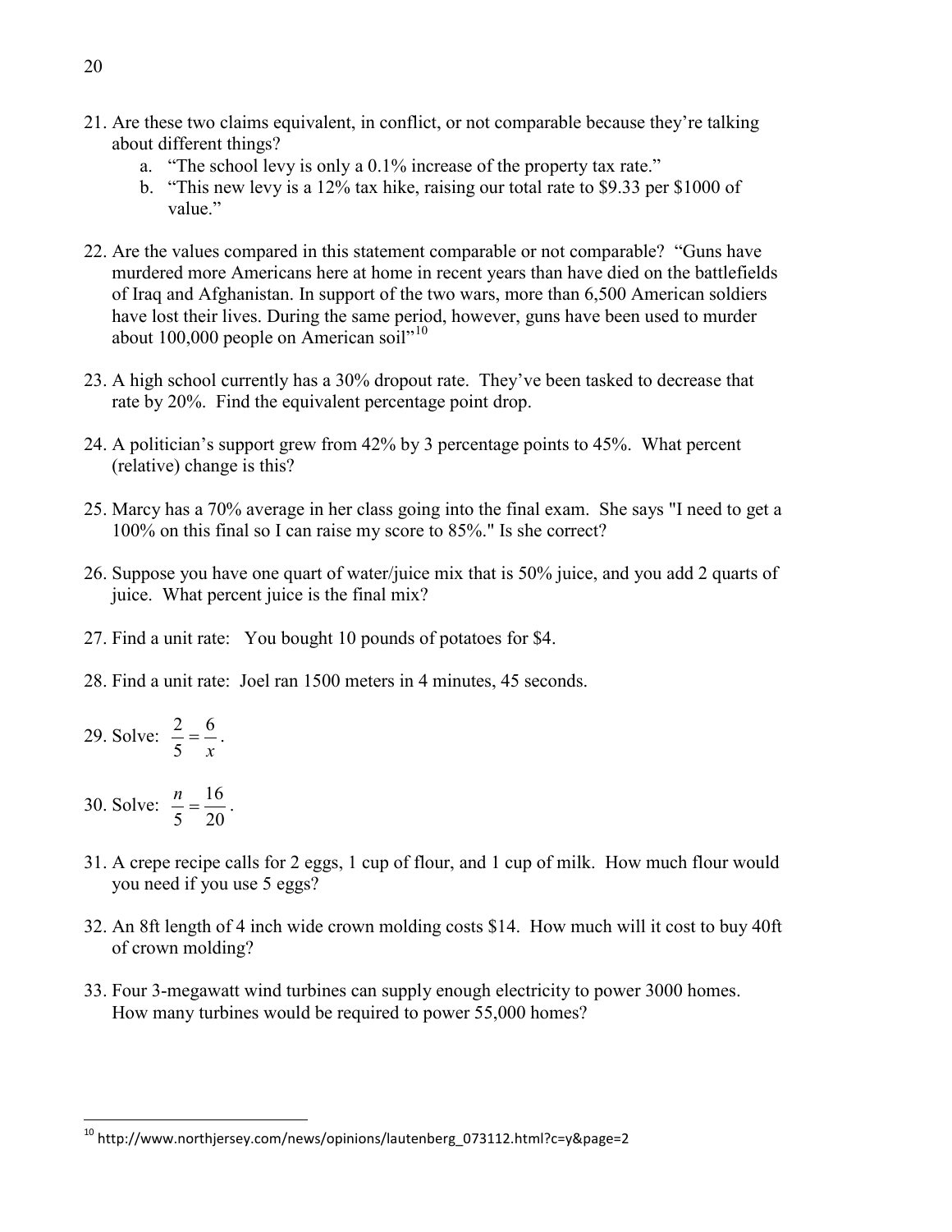21. Are these two claims equivalent, in conflict, or not comparable because they're talking about different things?
    a. "The school levy is only a 0.1% increase of the property tax rate."
    b. "This new levy is a 12% tax hike, raising our total rate to $9.33 per $1000 of value."

22. Are the values compared in this statement comparable or not comparable? "Guns have murdered more Americans here at home in recent years than have died on the battlefields of Iraq and Afghanistan. In support of the two wars, more than 6,500 American soldiers have lost their lives. During the same period, however, guns have been used to murder about 100,000 people on American soil"[10]

23. A high school currently has a 30% dropout rate. They've been tasked to decrease that rate by 20%. Find the equivalent percentage point drop.

24. A politician's support grew from 42% by 3 percentage points to 45%. What percent (relative) change is this?

25. Marcy has a 70% average in her class going into the final exam. She says "I need to get a 100% on this final so I can raise my score to 85%." Is she correct?

26. Suppose you have one quart of water/juice mix that is 50% juice, and you add 2 quarts of juice. What percent juice is the final mix?

27. Find a unit rate: You bought 10 pounds of potatoes for $4.

28. Find a unit rate: Joel ran 1500 meters in 4 minutes, 45 seconds.

29. Solve: $\frac{2}{5} = \frac{6}{x}$.

30. Solve: $\frac{n}{5} = \frac{16}{20}$.

31. A crepe recipe calls for 2 eggs, 1 cup of flour, and 1 cup of milk. How much flour would you need if you use 5 eggs?

32. An 8ft length of 4 inch wide crown molding costs $14. How much will it cost to buy 40ft of crown molding?

33. Four 3-megawatt wind turbines can supply enough electricity to power 3000 homes. How many turbines would be required to power 55,000 homes?

---

[10] http://www.northjersey.com/news/opinions/lautenberg_073112.html?c=y&page=2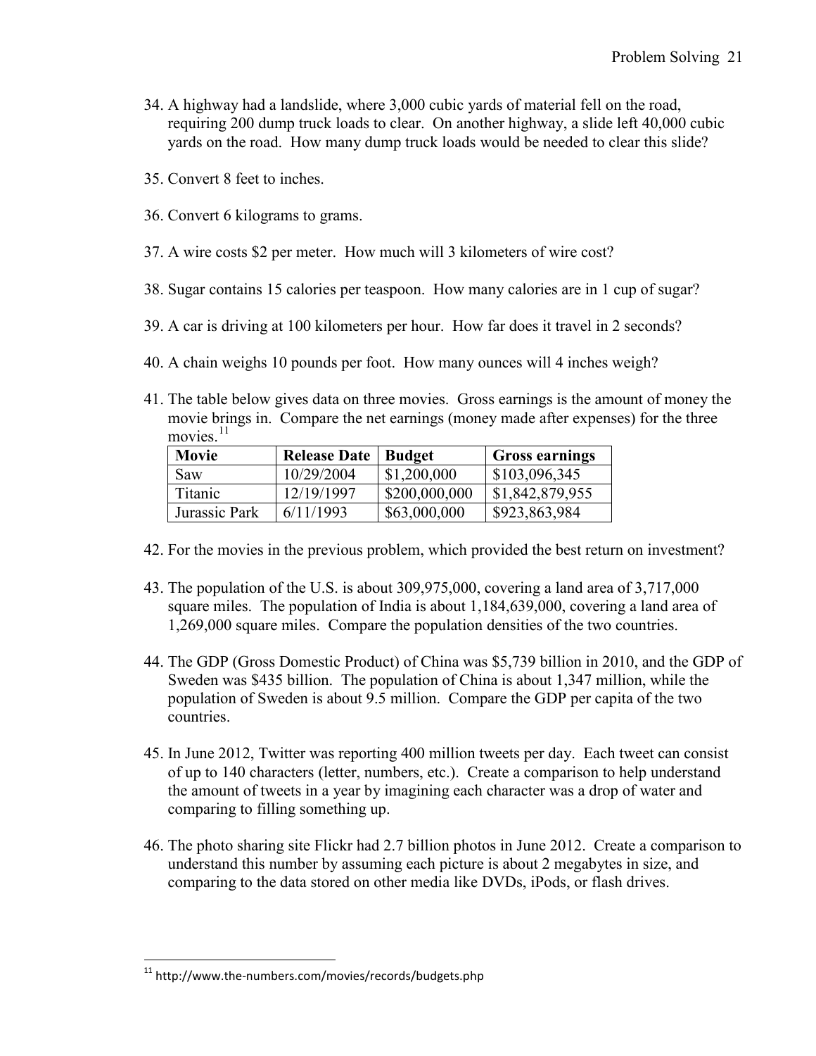34. A highway had a landslide, where 3,000 cubic yards of material fell on the road, requiring 200 dump truck loads to clear. On another highway, a slide left 40,000 cubic yards on the road. How many dump truck loads would be needed to clear this slide?

35. Convert 8 feet to inches.

36. Convert 6 kilograms to grams.

37. A wire costs $2 per meter. How much will 3 kilometers of wire cost?

38. Sugar contains 15 calories per teaspoon. How many calories are in 1 cup of sugar?

39. A car is driving at 100 kilometers per hour. How far does it travel in 2 seconds?

40. A chain weighs 10 pounds per foot. How many ounces will 4 inches weigh?

41. The table below gives data on three movies. Gross earnings is the amount of money the movie brings in. Compare the net earnings (money made after expenses) for the three movies.[11]

| Movie | Release Date | Budget | Gross earnings |
|---|---|---|---|
| Saw | 10/29/2004 | $1,200,000 | $103,096,345 |
| Titanic | 12/19/1997 | $200,000,000 | $1,842,879,955 |
| Jurassic Park | 6/11/1993 | $63,000,000 | $923,863,984 |

42. For the movies in the previous problem, which provided the best return on investment?

43. The population of the U.S. is about 309,975,000, covering a land area of 3,717,000 square miles. The population of India is about 1,184,639,000, covering a land area of 1,269,000 square miles. Compare the population densities of the two countries.

44. The GDP (Gross Domestic Product) of China was $5,739 billion in 2010, and the GDP of Sweden was $435 billion. The population of China is about 1,347 million, while the population of Sweden is about 9.5 million. Compare the GDP per capita of the two countries.

45. In June 2012, Twitter was reporting 400 million tweets per day. Each tweet can consist of up to 140 characters (letter, numbers, etc.). Create a comparison to help understand the amount of tweets in a year by imagining each character was a drop of water and comparing to filling something up.

46. The photo sharing site Flickr had 2.7 billion photos in June 2012. Create a comparison to understand this number by assuming each picture is about 2 megabytes in size, and comparing to the data stored on other media like DVDs, iPods, or flash drives.

[11] http://www.the-numbers.com/movies/records/budgets.php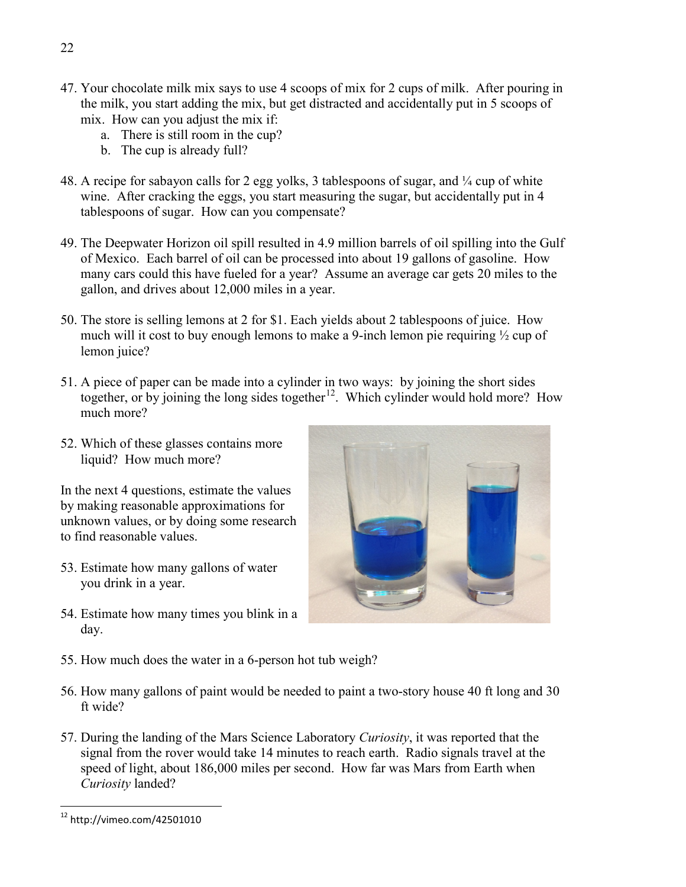47. Your chocolate milk mix says to use 4 scoops of mix for 2 cups of milk. After pouring in the milk, you start adding the mix, but get distracted and accidentally put in 5 scoops of mix. How can you adjust the mix if:
    a. There is still room in the cup?
    b. The cup is already full?

48. A recipe for sabayon calls for 2 egg yolks, 3 tablespoons of sugar, and ¼ cup of white wine. After cracking the eggs, you start measuring the sugar, but accidentally put in 4 tablespoons of sugar. How can you compensate?

49. The Deepwater Horizon oil spill resulted in 4.9 million barrels of oil spilling into the Gulf of Mexico. Each barrel of oil can be processed into about 19 gallons of gasoline. How many cars could this have fueled for a year? Assume an average car gets 20 miles to the gallon, and drives about 12,000 miles in a year.

50. The store is selling lemons at 2 for $1. Each yields about 2 tablespoons of juice. How much will it cost to buy enough lemons to make a 9-inch lemon pie requiring ½ cup of lemon juice?

51. A piece of paper can be made into a cylinder in two ways: by joining the short sides together, or by joining the long sides together[12]. Which cylinder would hold more? How much more?

52. Which of these glasses contains more liquid? How much more?

In the next 4 questions, estimate the values by making reasonable approximations for unknown values, or by doing some research to find reasonable values.

53. Estimate how many gallons of water you drink in a year.

54. Estimate how many times you blink in a day.

55. How much does the water in a 6-person hot tub weigh?

56. How many gallons of paint would be needed to paint a two-story house 40 ft long and 30 ft wide?

57. During the landing of the Mars Science Laboratory *Curiosity*, it was reported that the signal from the rover would take 14 minutes to reach earth. Radio signals travel at the speed of light, about 186,000 miles per second. How far was Mars from Earth when *Curiosity* landed?

[12] http://vimeo.com/42501010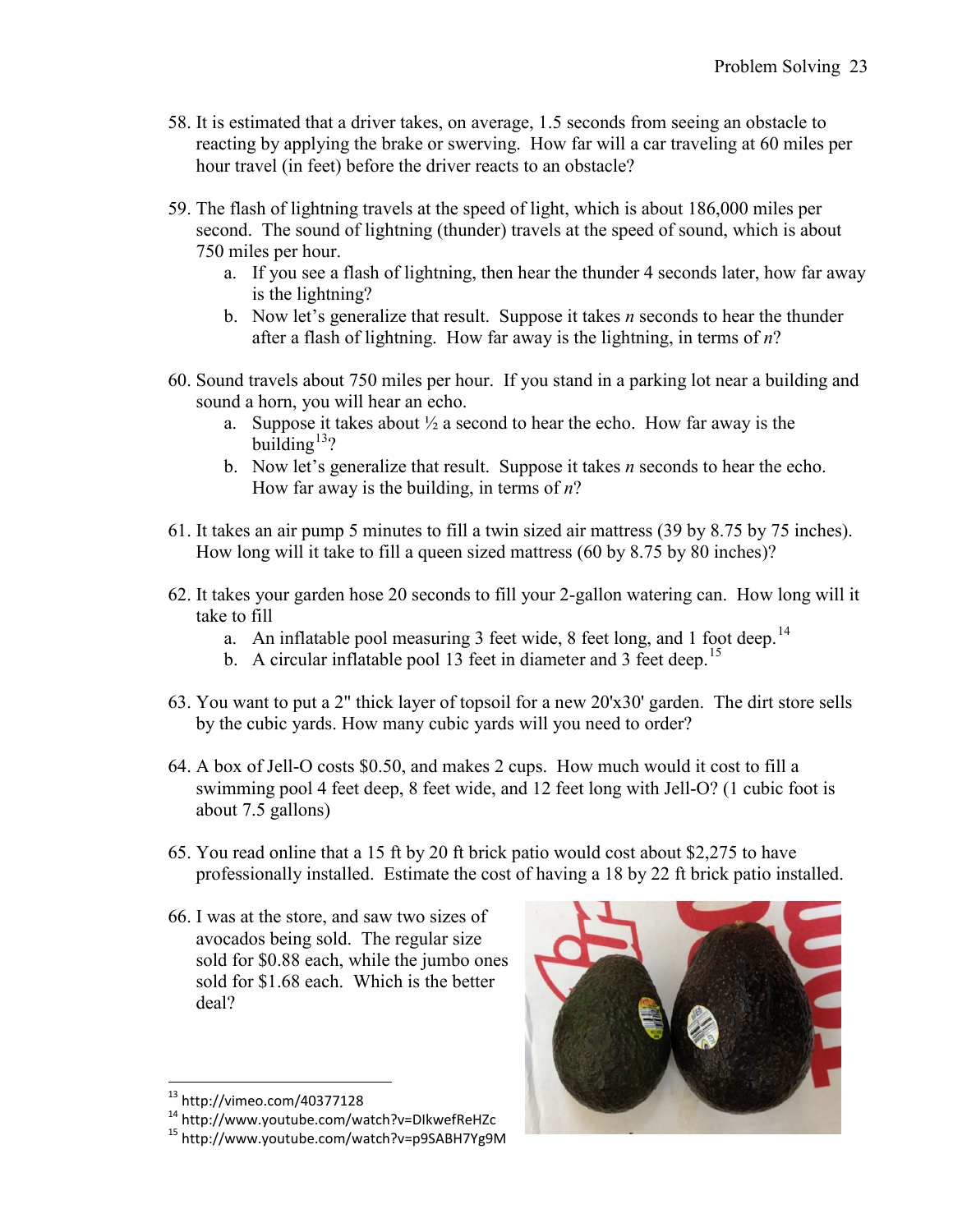58. It is estimated that a driver takes, on average, 1.5 seconds from seeing an obstacle to reacting by applying the brake or swerving. How far will a car traveling at 60 miles per hour travel (in feet) before the driver reacts to an obstacle?

59. The flash of lightning travels at the speed of light, which is about 186,000 miles per second. The sound of lightning (thunder) travels at the speed of sound, which is about 750 miles per hour.
    a. If you see a flash of lightning, then hear the thunder 4 seconds later, how far away is the lightning?
    b. Now let's generalize that result. Suppose it takes $n$ seconds to hear the thunder after a flash of lightning. How far away is the lightning, in terms of $n$?

60. Sound travels about 750 miles per hour. If you stand in a parking lot near a building and sound a horn, you will hear an echo.
    a. Suppose it takes about ½ a second to hear the echo. How far away is the building[13]?
    b. Now let's generalize that result. Suppose it takes $n$ seconds to hear the echo. How far away is the building, in terms of $n$?

61. It takes an air pump 5 minutes to fill a twin sized air mattress (39 by 8.75 by 75 inches). How long will it take to fill a queen sized mattress (60 by 8.75 by 80 inches)?

62. It takes your garden hose 20 seconds to fill your 2-gallon watering can. How long will it take to fill
    a. An inflatable pool measuring 3 feet wide, 8 feet long, and 1 foot deep.[14]
    b. A circular inflatable pool 13 feet in diameter and 3 feet deep.[15]

63. You want to put a 2" thick layer of topsoil for a new 20'x30' garden. The dirt store sells by the cubic yards. How many cubic yards will you need to order?

64. A box of Jell-O costs \$0.50, and makes 2 cups. How much would it cost to fill a swimming pool 4 feet deep, 8 feet wide, and 12 feet long with Jell-O? (1 cubic foot is about 7.5 gallons)

65. You read online that a 15 ft by 20 ft brick patio would cost about \$2,275 to have professionally installed. Estimate the cost of having a 18 by 22 ft brick patio installed.

66. I was at the store, and saw two sizes of avocados being sold. The regular size sold for \$0.88 each, while the jumbo ones sold for \$1.68 each. Which is the better deal?

---

[13] http://vimeo.com/40377128

[14] http://www.youtube.com/watch?v=DIkwefReHZc

[15] http://www.youtube.com/watch?v=p9SABH7Yg9M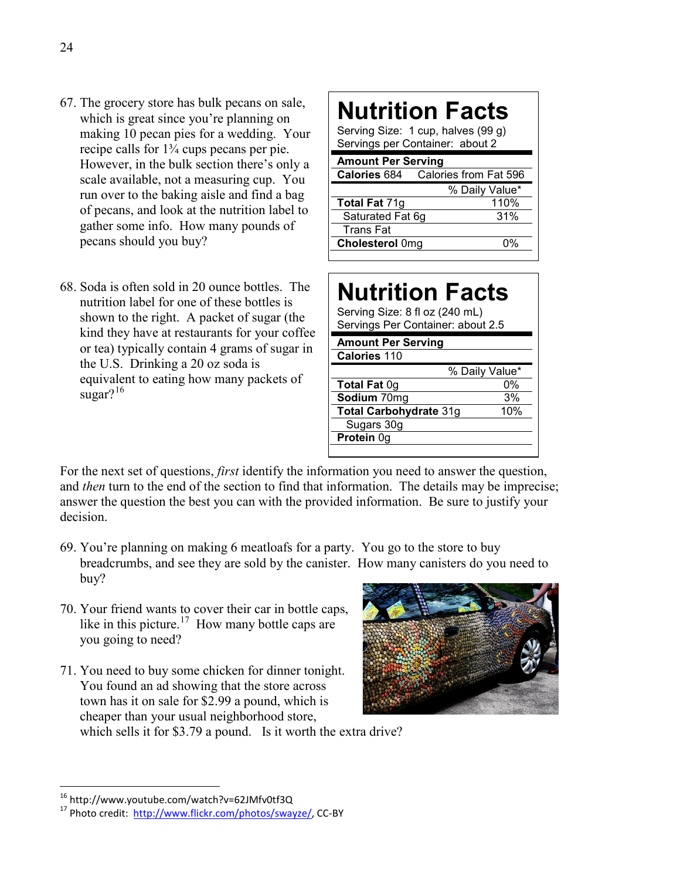67. The grocery store has bulk pecans on sale, which is great since you're planning on making 10 pecan pies for a wedding. Your recipe calls for 1¾ cups pecans per pie. However, in the bulk section there's only a scale available, not a measuring cup. You run over to the baking aisle and find a bag of pecans, and look at the nutrition label to gather some info. How many pounds of pecans should you buy?

**Nutrition Facts**

Serving Size: 1 cup, halves (99 g)
Servings per Container: about 2

| Amount Per Serving | |
|---|---|
| **Calories** 684 | Calories from Fat 596 |
| | % Daily Value* |
| **Total Fat** 71g | 110% |
| Saturated Fat 6g | 31% |
| Trans Fat | |
| **Cholesterol** 0mg | 0% |

68. Soda is often sold in 20 ounce bottles. The nutrition label for one of these bottles is shown to the right. A packet of sugar (the kind they have at restaurants for your coffee or tea) typically contain 4 grams of sugar in the U.S. Drinking a 20 oz soda is equivalent to eating how many packets of sugar?[16]

**Nutrition Facts**

Serving Size: 8 fl oz (240 mL)
Servings Per Container: about 2.5

| Amount Per Serving | |
|---|---|
| **Calories** 110 | |
| | % Daily Value* |
| **Total Fat** 0g | 0% |
| **Sodium** 70mg | 3% |
| **Total Carbohydrate** 31g | 10% |
| Sugars 30g | |
| **Protein** 0g | |

For the next set of questions, *first* identify the information you need to answer the question, and *then* turn to the end of the section to find that information. The details may be imprecise; answer the question the best you can with the provided information. Be sure to justify your decision.

69. You're planning on making 6 meatloafs for a party. You go to the store to buy breadcrumbs, and see they are sold by the canister. How many canisters do you need to buy?

70. Your friend wants to cover their car in bottle caps, like in this picture.[17] How many bottle caps are you going to need?

71. You need to buy some chicken for dinner tonight. You found an ad showing that the store across town has it on sale for $2.99 a pound, which is cheaper than your usual neighborhood store, which sells it for $3.79 a pound. Is it worth the extra drive?

---

[16] http://www.youtube.com/watch?v=62JMfv0tf3Q

[17] Photo credit: http://www.flickr.com/photos/swayze/, CC-BY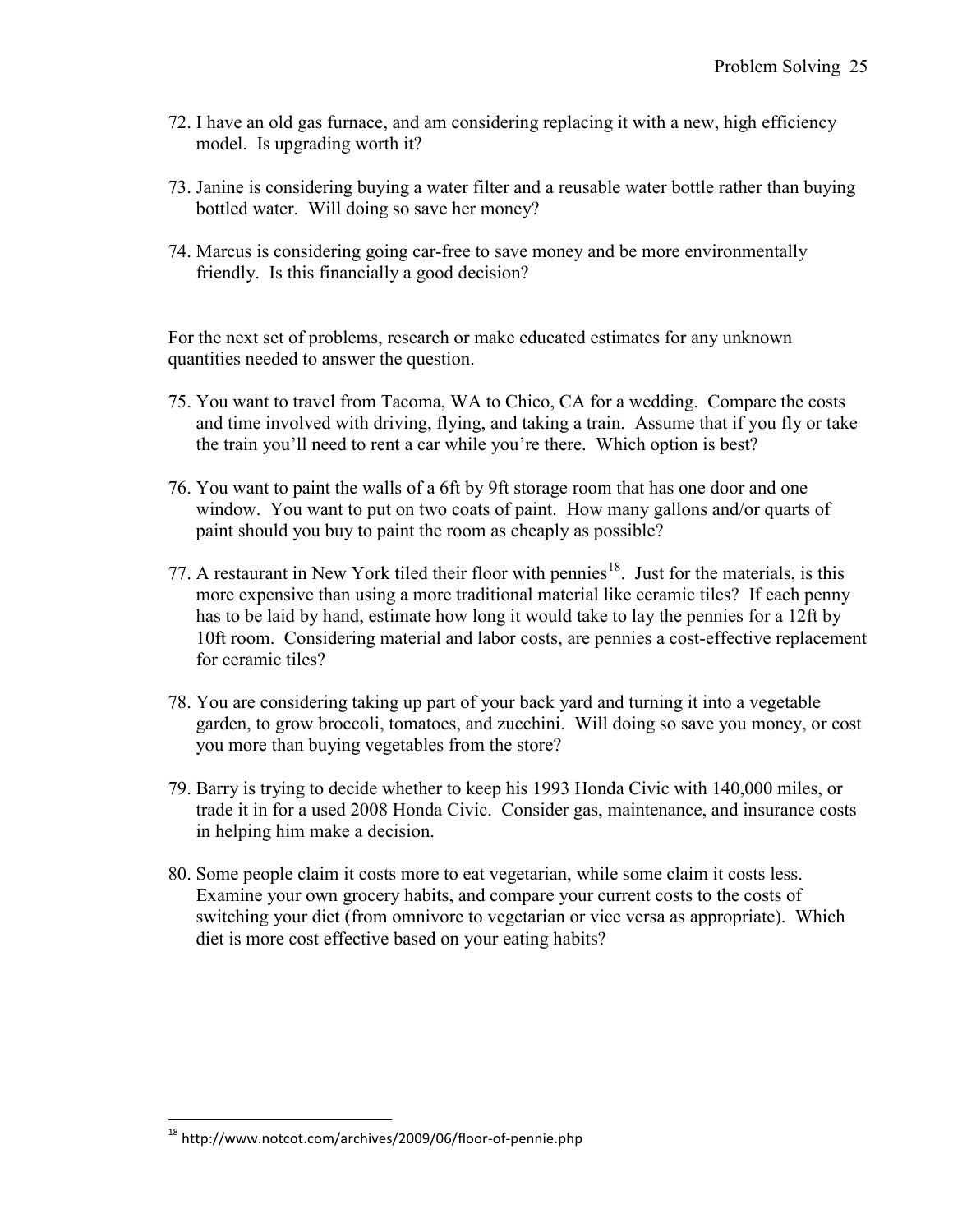72. I have an old gas furnace, and am considering replacing it with a new, high efficiency model. Is upgrading worth it?

73. Janine is considering buying a water filter and a reusable water bottle rather than buying bottled water. Will doing so save her money?

74. Marcus is considering going car-free to save money and be more environmentally friendly. Is this financially a good decision?

For the next set of problems, research or make educated estimates for any unknown quantities needed to answer the question.

75. You want to travel from Tacoma, WA to Chico, CA for a wedding. Compare the costs and time involved with driving, flying, and taking a train. Assume that if you fly or take the train you'll need to rent a car while you're there. Which option is best?

76. You want to paint the walls of a 6ft by 9ft storage room that has one door and one window. You want to put on two coats of paint. How many gallons and/or quarts of paint should you buy to paint the room as cheaply as possible?

77. A restaurant in New York tiled their floor with pennies[18]. Just for the materials, is this more expensive than using a more traditional material like ceramic tiles? If each penny has to be laid by hand, estimate how long it would take to lay the pennies for a 12ft by 10ft room. Considering material and labor costs, are pennies a cost-effective replacement for ceramic tiles?

78. You are considering taking up part of your back yard and turning it into a vegetable garden, to grow broccoli, tomatoes, and zucchini. Will doing so save you money, or cost you more than buying vegetables from the store?

79. Barry is trying to decide whether to keep his 1993 Honda Civic with 140,000 miles, or trade it in for a used 2008 Honda Civic. Consider gas, maintenance, and insurance costs in helping him make a decision.

80. Some people claim it costs more to eat vegetarian, while some claim it costs less. Examine your own grocery habits, and compare your current costs to the costs of switching your diet (from omnivore to vegetarian or vice versa as appropriate). Which diet is more cost effective based on your eating habits?

---

[18] http://www.notcot.com/archives/2009/06/floor-of-pennie.php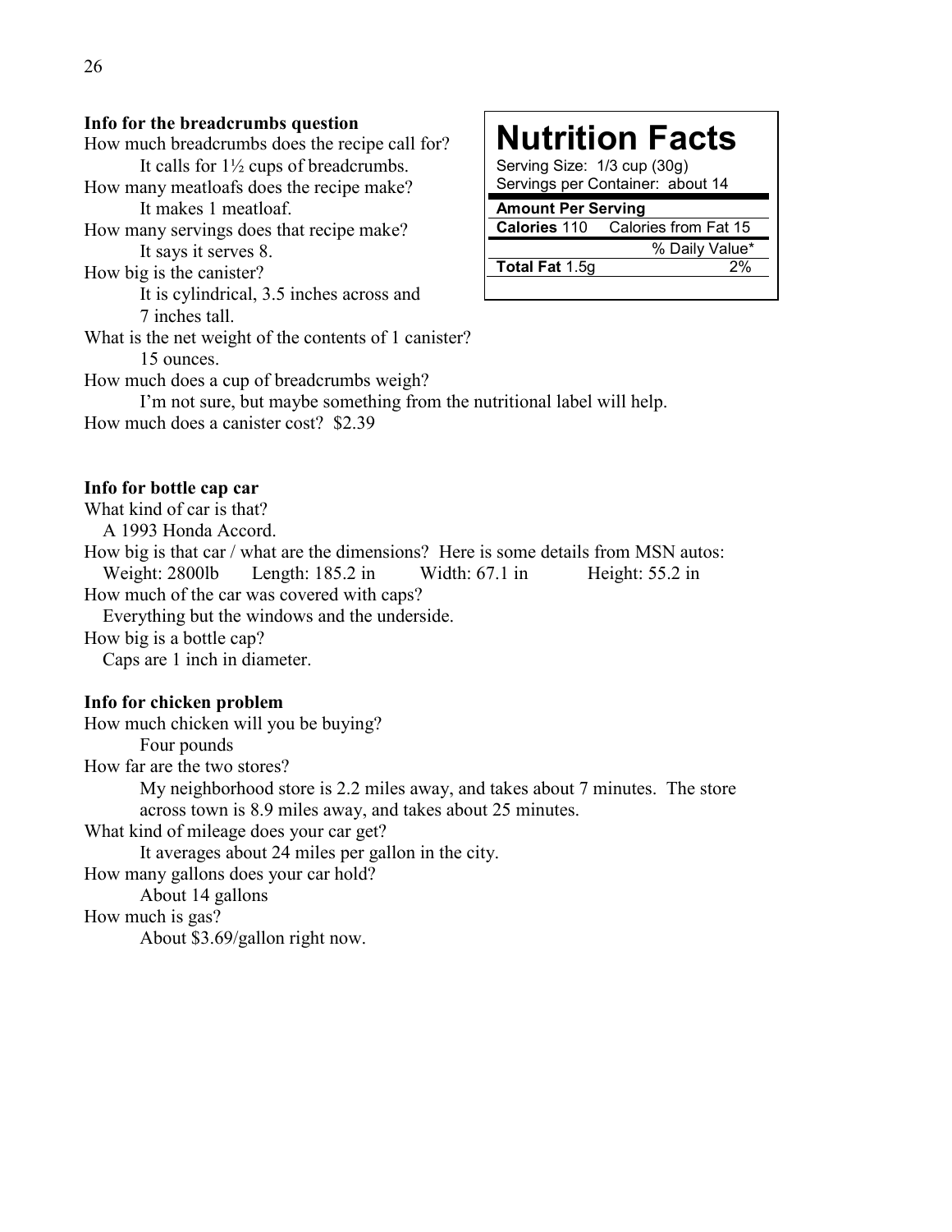**Info for the breadcrumbs question**

How much breadcrumbs does the recipe call for?

It calls for 1½ cups of breadcrumbs.

How many meatloafs does the recipe make?

It makes 1 meatloaf.

How many servings does that recipe make?

It says it serves 8.

How big is the canister?

It is cylindrical, 3.5 inches across and 7 inches tall.

What is the net weight of the contents of 1 canister?

15 ounces.

How much does a cup of breadcrumbs weigh?

I'm not sure, but maybe something from the nutritional label will help.

How much does a canister cost? $2.39

| **Nutrition Facts** | |
|---|---|
| Serving Size: 1/3 cup (30g) | |
| Servings per Container: about 14 | |
| **Amount Per Serving** | |
| **Calories** 110 | Calories from Fat 15 |
| | % Daily Value* |
| **Total Fat** 1.5g | 2% |

**Info for bottle cap car**

What kind of car is that?

A 1993 Honda Accord.

How big is that car / what are the dimensions? Here is some details from MSN autos:

Weight: 2800lb Length: 185.2 in Width: 67.1 in Height: 55.2 in

How much of the car was covered with caps?

Everything but the windows and the underside.

How big is a bottle cap?

Caps are 1 inch in diameter.

**Info for chicken problem**

How much chicken will you be buying?

Four pounds

How far are the two stores?

My neighborhood store is 2.2 miles away, and takes about 7 minutes. The store across town is 8.9 miles away, and takes about 25 minutes.

What kind of mileage does your car get?

It averages about 24 miles per gallon in the city.

How many gallons does your car hold?

About 14 gallons

How much is gas?

About $3.69/gallon right now.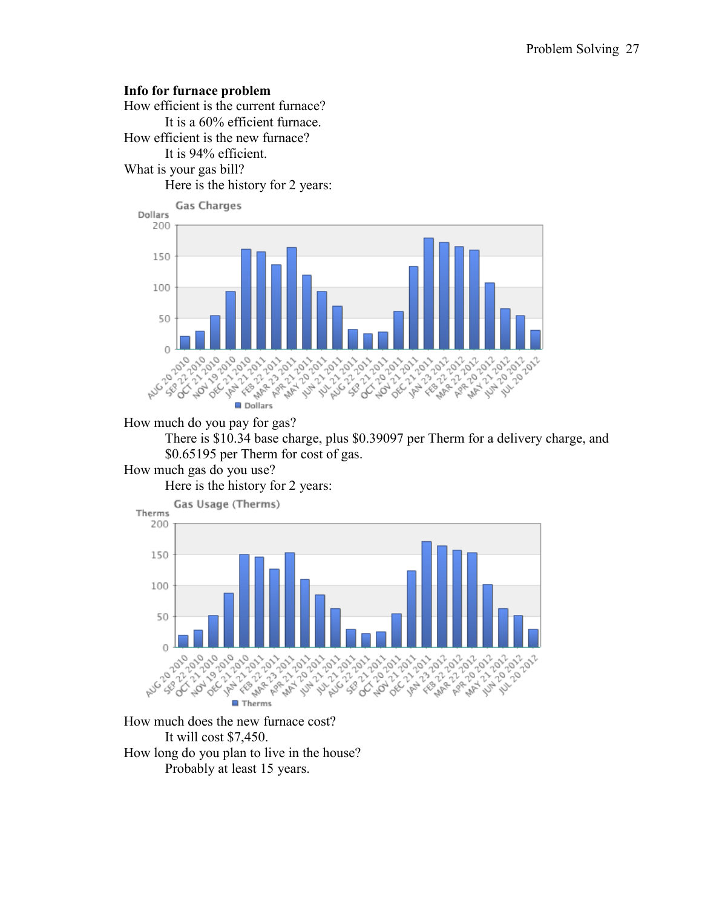**Info for furnace problem**

How efficient is the current furnace?

It is a 60% efficient furnace.

How efficient is the new furnace?

It is 94% efficient.

What is your gas bill?

Here is the history for 2 years:

How much do you pay for gas?

There is $10.34 base charge, plus $0.39097 per Therm for a delivery charge, and $0.65195 per Therm for cost of gas.

How much gas do you use?

Here is the history for 2 years:

How much does the new furnace cost?

It will cost $7,450.

How long do you plan to live in the house?

Probably at least 15 years.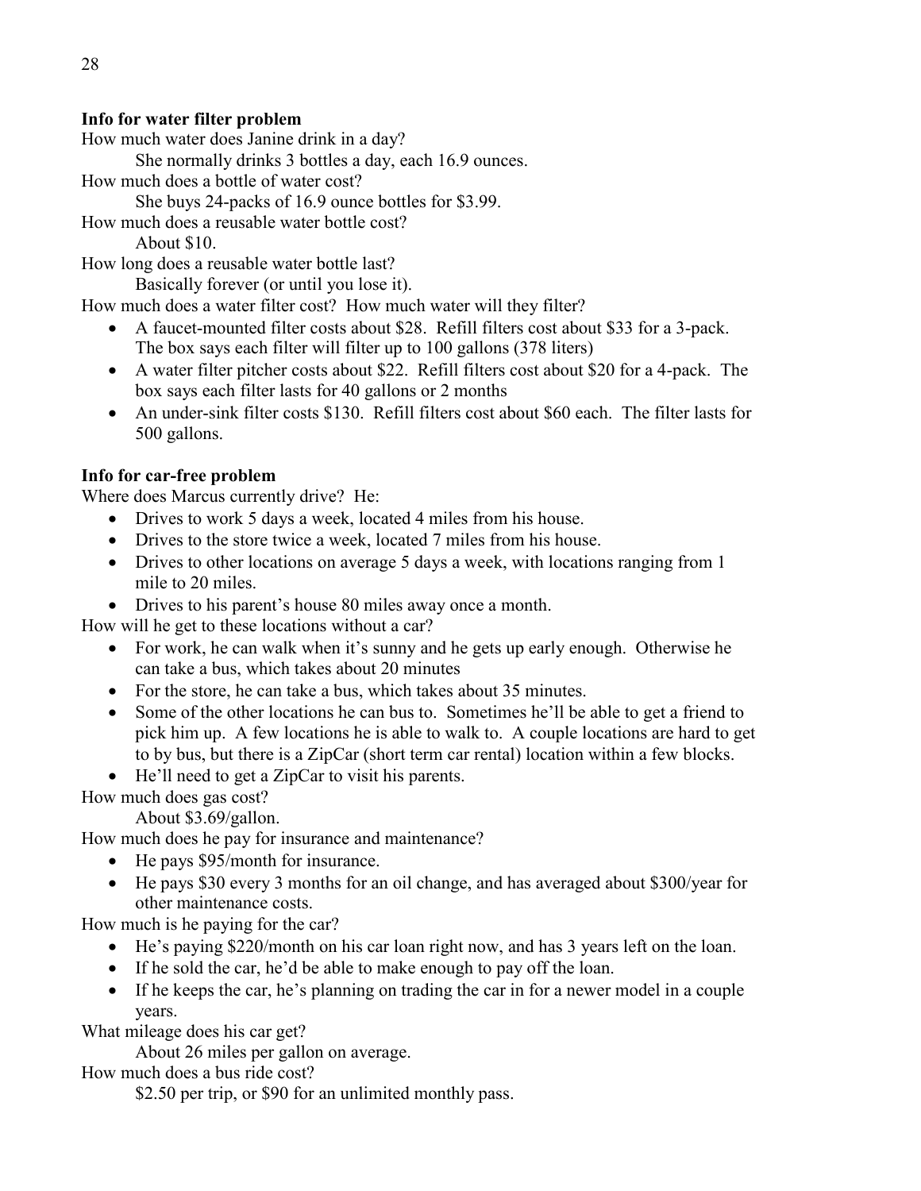**Info for water filter problem**

How much water does Janine drink in a day?

She normally drinks 3 bottles a day, each 16.9 ounces.

How much does a bottle of water cost?

She buys 24-packs of 16.9 ounce bottles for $3.99.

How much does a reusable water bottle cost?

About $10.

How long does a reusable water bottle last?

Basically forever (or until you lose it).

How much does a water filter cost? How much water will they filter?

- A faucet-mounted filter costs about $28. Refill filters cost about $33 for a 3-pack. The box says each filter will filter up to 100 gallons (378 liters)
- A water filter pitcher costs about $22. Refill filters cost about $20 for a 4-pack. The box says each filter lasts for 40 gallons or 2 months
- An under-sink filter costs $130. Refill filters cost about $60 each. The filter lasts for 500 gallons.

**Info for car-free problem**

Where does Marcus currently drive? He:

- Drives to work 5 days a week, located 4 miles from his house.
- Drives to the store twice a week, located 7 miles from his house.
- Drives to other locations on average 5 days a week, with locations ranging from 1 mile to 20 miles.
- Drives to his parent's house 80 miles away once a month.

How will he get to these locations without a car?

- For work, he can walk when it's sunny and he gets up early enough. Otherwise he can take a bus, which takes about 20 minutes
- For the store, he can take a bus, which takes about 35 minutes.
- Some of the other locations he can bus to. Sometimes he'll be able to get a friend to pick him up. A few locations he is able to walk to. A couple locations are hard to get to by bus, but there is a ZipCar (short term car rental) location within a few blocks.
- He'll need to get a ZipCar to visit his parents.

How much does gas cost?

About $3.69/gallon.

How much does he pay for insurance and maintenance?

- He pays $95/month for insurance.
- He pays $30 every 3 months for an oil change, and has averaged about $300/year for other maintenance costs.

How much is he paying for the car?

- He's paying $220/month on his car loan right now, and has 3 years left on the loan.
- If he sold the car, he'd be able to make enough to pay off the loan.
- If he keeps the car, he's planning on trading the car in for a newer model in a couple years.

What mileage does his car get?

About 26 miles per gallon on average.

How much does a bus ride cost?

$2.50 per trip, or $90 for an unlimited monthly pass.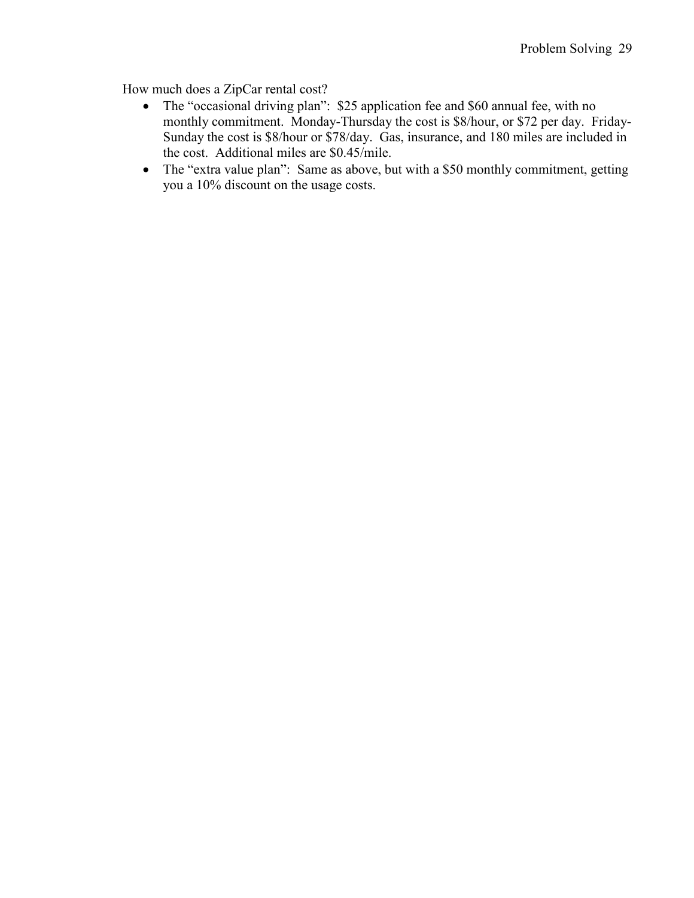How much does a ZipCar rental cost?

- The “occasional driving plan”: $25 application fee and $60 annual fee, with no monthly commitment. Monday-Thursday the cost is $8/hour, or $72 per day. Friday-Sunday the cost is $8/hour or $78/day. Gas, insurance, and 180 miles are included in the cost. Additional miles are $0.45/mile.
- The “extra value plan”: Same as above, but with a $50 monthly commitment, getting you a 10% discount on the usage costs.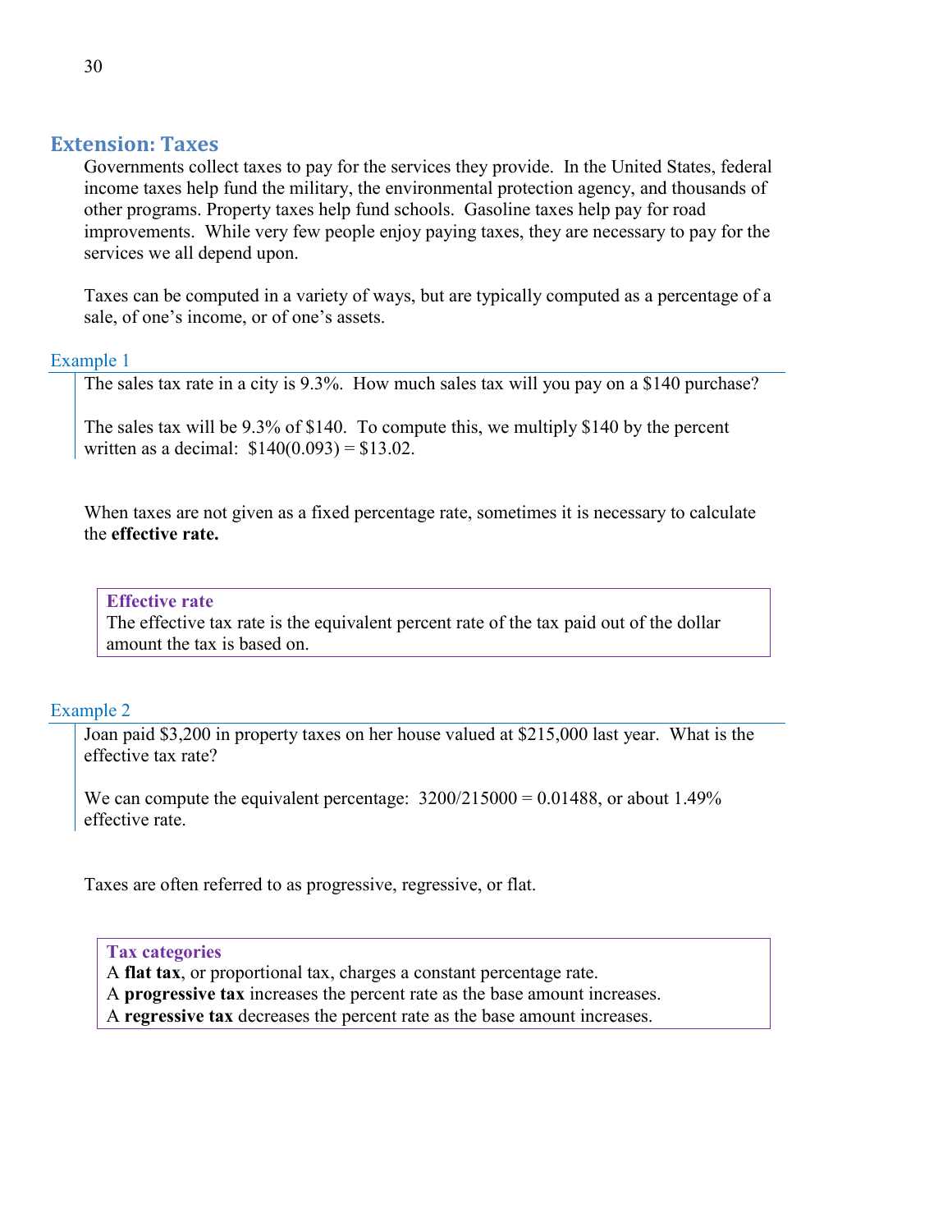## Extension: Taxes

Governments collect taxes to pay for the services they provide. In the United States, federal income taxes help fund the military, the environmental protection agency, and thousands of other programs. Property taxes help fund schools. Gasoline taxes help pay for road improvements. While very few people enjoy paying taxes, they are necessary to pay for the services we all depend upon.

Taxes can be computed in a variety of ways, but are typically computed as a percentage of a sale, of one's income, or of one's assets.

### Example 1

The sales tax rate in a city is 9.3%. How much sales tax will you pay on a $140 purchase?

The sales tax will be 9.3% of $140. To compute this, we multiply $140 by the percent written as a decimal: $140(0.093) = $13.02.

When taxes are not given as a fixed percentage rate, sometimes it is necessary to calculate the **effective rate.**

> **Effective rate**
> The effective tax rate is the equivalent percent rate of the tax paid out of the dollar amount the tax is based on.

### Example 2

Joan paid $3,200 in property taxes on her house valued at $215,000 last year. What is the effective tax rate?

We can compute the equivalent percentage: 3200/215000 = 0.01488, or about 1.49% effective rate.

Taxes are often referred to as progressive, regressive, or flat.

> **Tax categories**
> A **flat tax**, or proportional tax, charges a constant percentage rate.
> A **progressive tax** increases the percent rate as the base amount increases.
> A **regressive tax** decreases the percent rate as the base amount increases.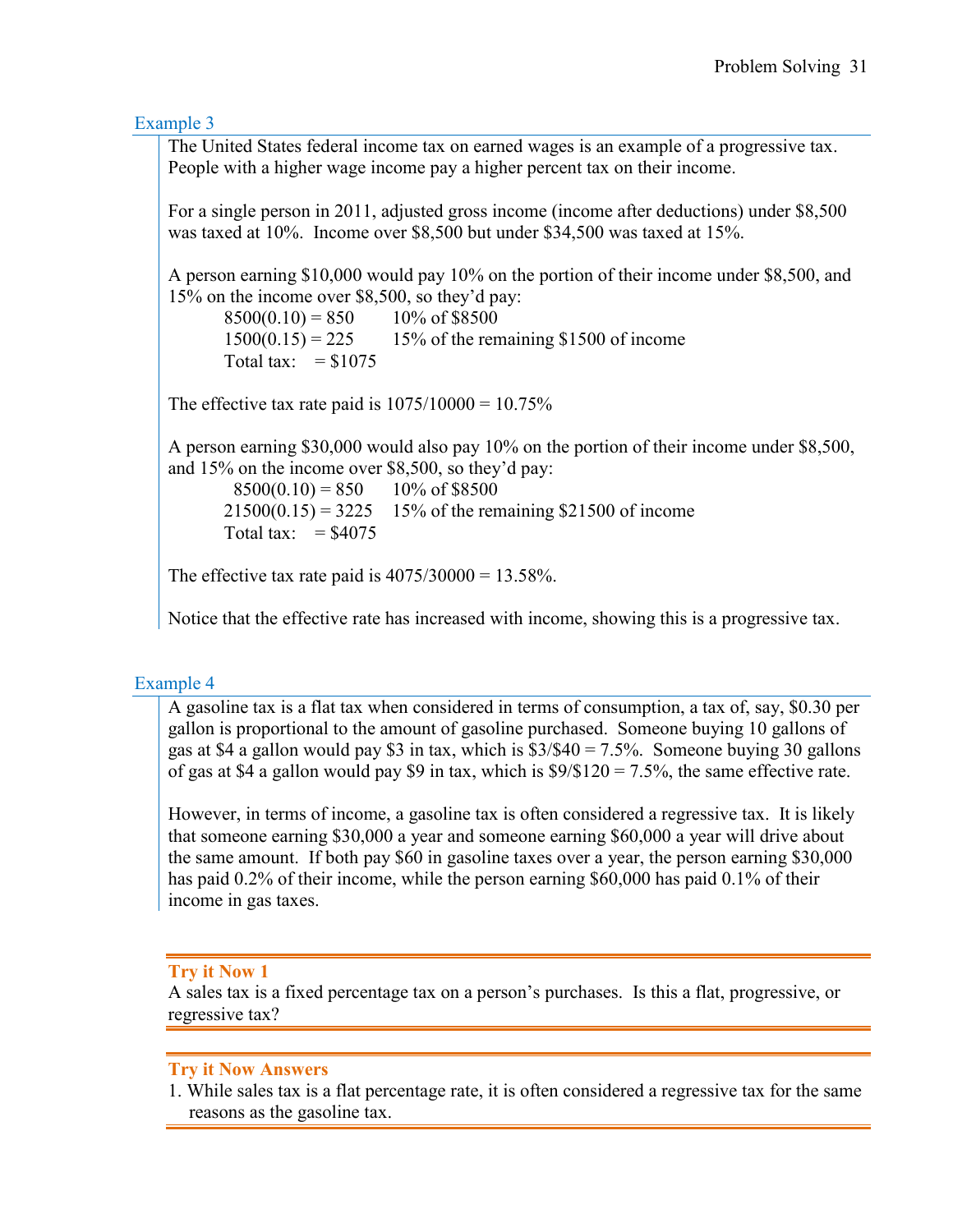### Example 3

The United States federal income tax on earned wages is an example of a progressive tax. People with a higher wage income pay a higher percent tax on their income.

For a single person in 2011, adjusted gross income (income after deductions) under $8,500 was taxed at 10%. Income over $8,500 but under $34,500 was taxed at 15%.

A person earning $10,000 would pay 10% on the portion of their income under $8,500, and 15% on the income over $8,500, so they'd pay:

$8500(0.10) = 850$ 10% of $8500
$1500(0.15) = 225$ 15% of the remaining $1500 of income
Total tax: = $1075

The effective tax rate paid is 1075/10000 = 10.75%

A person earning $30,000 would also pay 10% on the portion of their income under $8,500, and 15% on the income over $8,500, so they'd pay:

$8500(0.10) = 850$ 10% of $8500
$21500(0.15) = 3225$ 15% of the remaining $21500 of income
Total tax: = $4075

The effective tax rate paid is 4075/30000 = 13.58%.

Notice that the effective rate has increased with income, showing this is a progressive tax.

### Example 4

A gasoline tax is a flat tax when considered in terms of consumption, a tax of, say, $0.30 per gallon is proportional to the amount of gasoline purchased. Someone buying 10 gallons of gas at $4 a gallon would pay $3 in tax, which is $3/$40 = 7.5%. Someone buying 30 gallons of gas at $4 a gallon would pay $9 in tax, which is $9/$120 = 7.5%, the same effective rate.

However, in terms of income, a gasoline tax is often considered a regressive tax. It is likely that someone earning $30,000 a year and someone earning $60,000 a year will drive about the same amount. If both pay $60 in gasoline taxes over a year, the person earning $30,000 has paid 0.2% of their income, while the person earning $60,000 has paid 0.1% of their income in gas taxes.

**Try it Now 1**
A sales tax is a fixed percentage tax on a person's purchases. Is this a flat, progressive, or regressive tax?

**Try it Now Answers**

1. While sales tax is a flat percentage rate, it is often considered a regressive tax for the same reasons as the gasoline tax.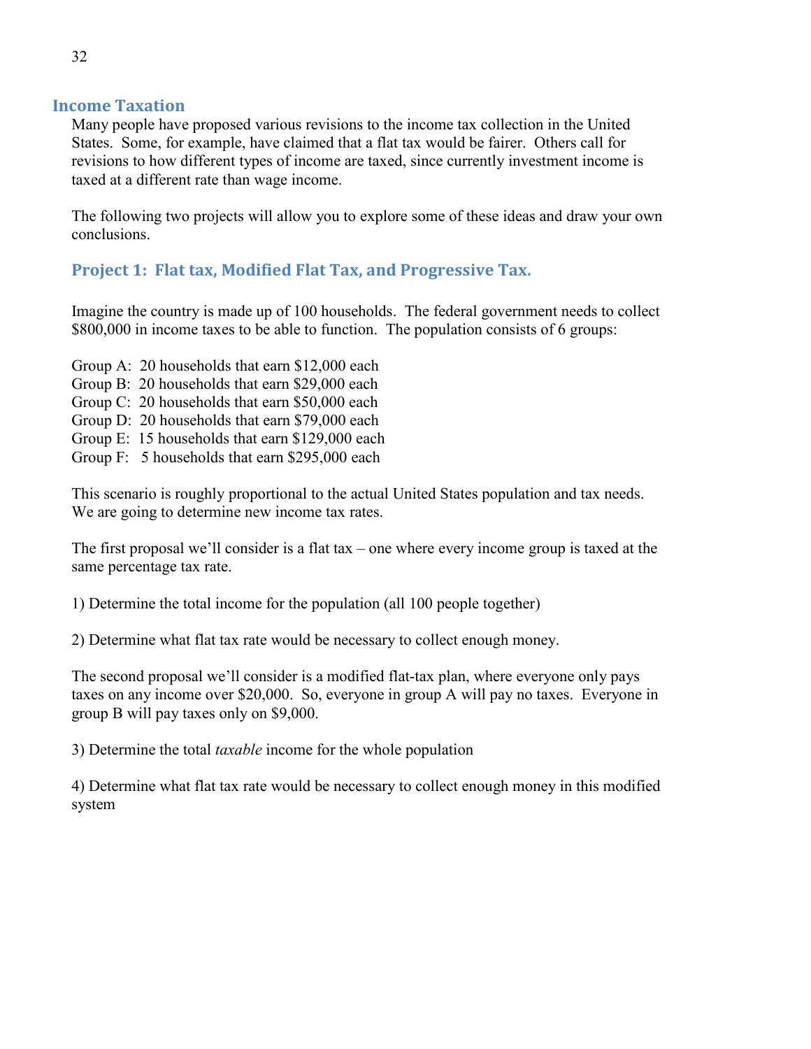## Income Taxation

Many people have proposed various revisions to the income tax collection in the United States. Some, for example, have claimed that a flat tax would be fairer. Others call for revisions to how different types of income are taxed, since currently investment income is taxed at a different rate than wage income.

The following two projects will allow you to explore some of these ideas and draw your own conclusions.

### Project 1: Flat tax, Modified Flat Tax, and Progressive Tax.

Imagine the country is made up of 100 households. The federal government needs to collect $800,000 in income taxes to be able to function. The population consists of 6 groups:

Group A: 20 households that earn $12,000 each
Group B: 20 households that earn $29,000 each
Group C: 20 households that earn $50,000 each
Group D: 20 households that earn $79,000 each
Group E: 15 households that earn $129,000 each
Group F: 5 households that earn $295,000 each

This scenario is roughly proportional to the actual United States population and tax needs. We are going to determine new income tax rates.

The first proposal we'll consider is a flat tax – one where every income group is taxed at the same percentage tax rate.

1) Determine the total income for the population (all 100 people together)

2) Determine what flat tax rate would be necessary to collect enough money.

The second proposal we'll consider is a modified flat-tax plan, where everyone only pays taxes on any income over $20,000. So, everyone in group A will pay no taxes. Everyone in group B will pay taxes only on $9,000.

3) Determine the total *taxable* income for the whole population

4) Determine what flat tax rate would be necessary to collect enough money in this modified system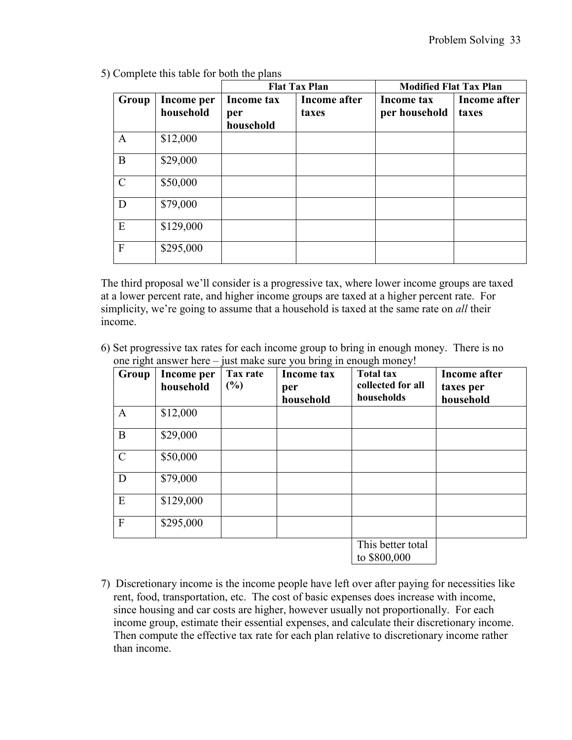5) Complete this table for both the plans

| | | Flat Tax Plan | | Modified Flat Tax Plan | |
|---|---|---|---|---|---|
| **Group** | **Income per household** | **Income tax per household** | **Income after taxes** | **Income tax per household** | **Income after taxes** |
| A | $12,000 | | | | |
| B | $29,000 | | | | |
| C | $50,000 | | | | |
| D | $79,000 | | | | |
| E | $129,000 | | | | |
| F | $295,000 | | | | |

The third proposal we'll consider is a progressive tax, where lower income groups are taxed at a lower percent rate, and higher income groups are taxed at a higher percent rate. For simplicity, we're going to assume that a household is taxed at the same rate on *all* their income.

6) Set progressive tax rates for each income group to bring in enough money. There is no one right answer here – just make sure you bring in enough money!

| Group | Income per household | Tax rate (%) | Income tax per household | Total tax collected for all households | Income after taxes per household |
|---|---|---|---|---|---|
| A | $12,000 | | | | |
| B | $29,000 | | | | |
| C | $50,000 | | | | |
| D | $79,000 | | | | |
| E | $129,000 | | | | |
| F | $295,000 | | | | |
| | | | | This better total to $800,000 | |

7) Discretionary income is the income people have left over after paying for necessities like rent, food, transportation, etc. The cost of basic expenses does increase with income, since housing and car costs are higher, however usually not proportionally. For each income group, estimate their essential expenses, and calculate their discretionary income. Then compute the effective tax rate for each plan relative to discretionary income rather than income.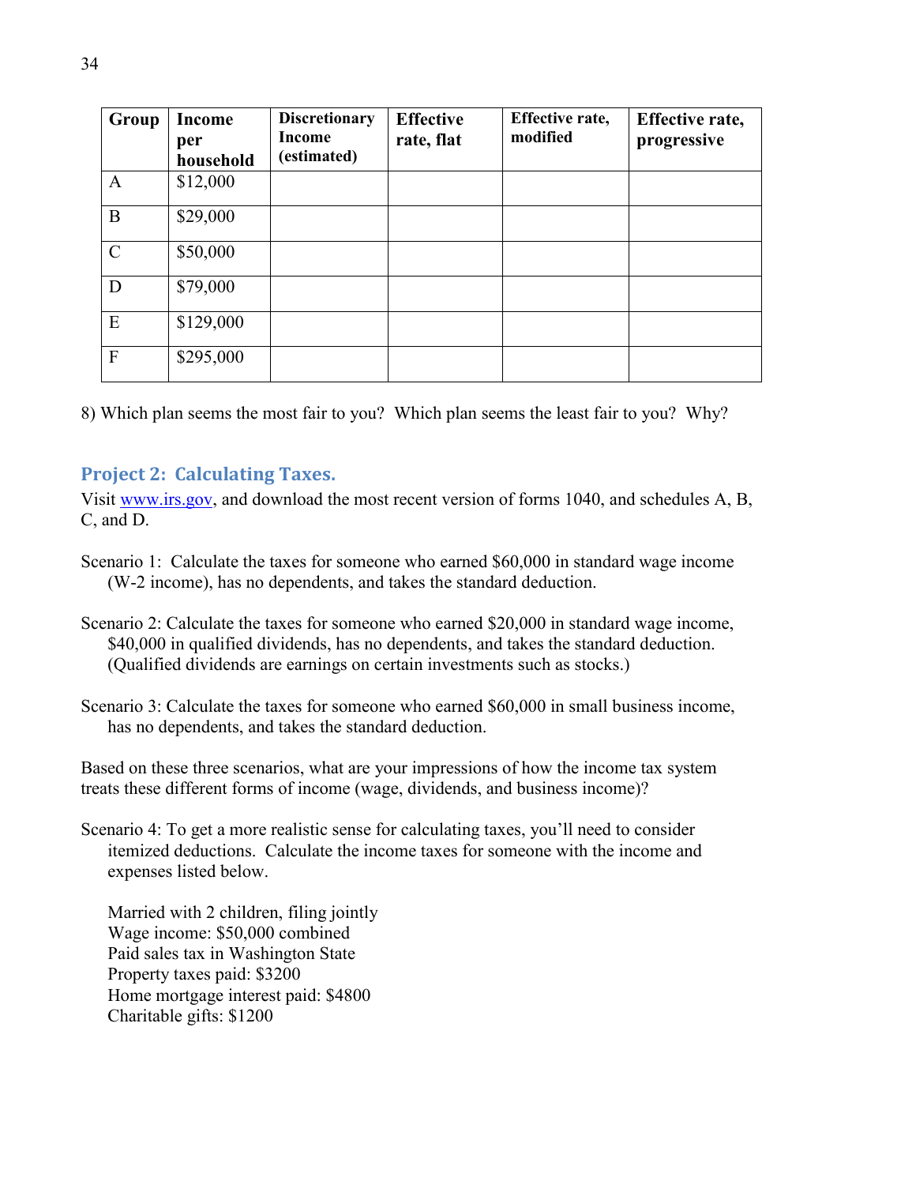| Group | Income per household | Discretionary Income (estimated) | Effective rate, flat | Effective rate, modified | Effective rate, progressive |
|---|---|---|---|---|---|
| A | $12,000 | | | | |
| B | $29,000 | | | | |
| C | $50,000 | | | | |
| D | $79,000 | | | | |
| E | $129,000 | | | | |
| F | $295,000 | | | | |

8) Which plan seems the most fair to you? Which plan seems the least fair to you? Why?

## Project 2: Calculating Taxes.

Visit www.irs.gov, and download the most recent version of forms 1040, and schedules A, B, C, and D.

Scenario 1: Calculate the taxes for someone who earned $60,000 in standard wage income (W-2 income), has no dependents, and takes the standard deduction.

Scenario 2: Calculate the taxes for someone who earned $20,000 in standard wage income, $40,000 in qualified dividends, has no dependents, and takes the standard deduction. (Qualified dividends are earnings on certain investments such as stocks.)

Scenario 3: Calculate the taxes for someone who earned $60,000 in small business income, has no dependents, and takes the standard deduction.

Based on these three scenarios, what are your impressions of how the income tax system treats these different forms of income (wage, dividends, and business income)?

Scenario 4: To get a more realistic sense for calculating taxes, you'll need to consider itemized deductions. Calculate the income taxes for someone with the income and expenses listed below.

Married with 2 children, filing jointly
Wage income: $50,000 combined
Paid sales tax in Washington State
Property taxes paid: $3200
Home mortgage interest paid: $4800
Charitable gifts: $1200